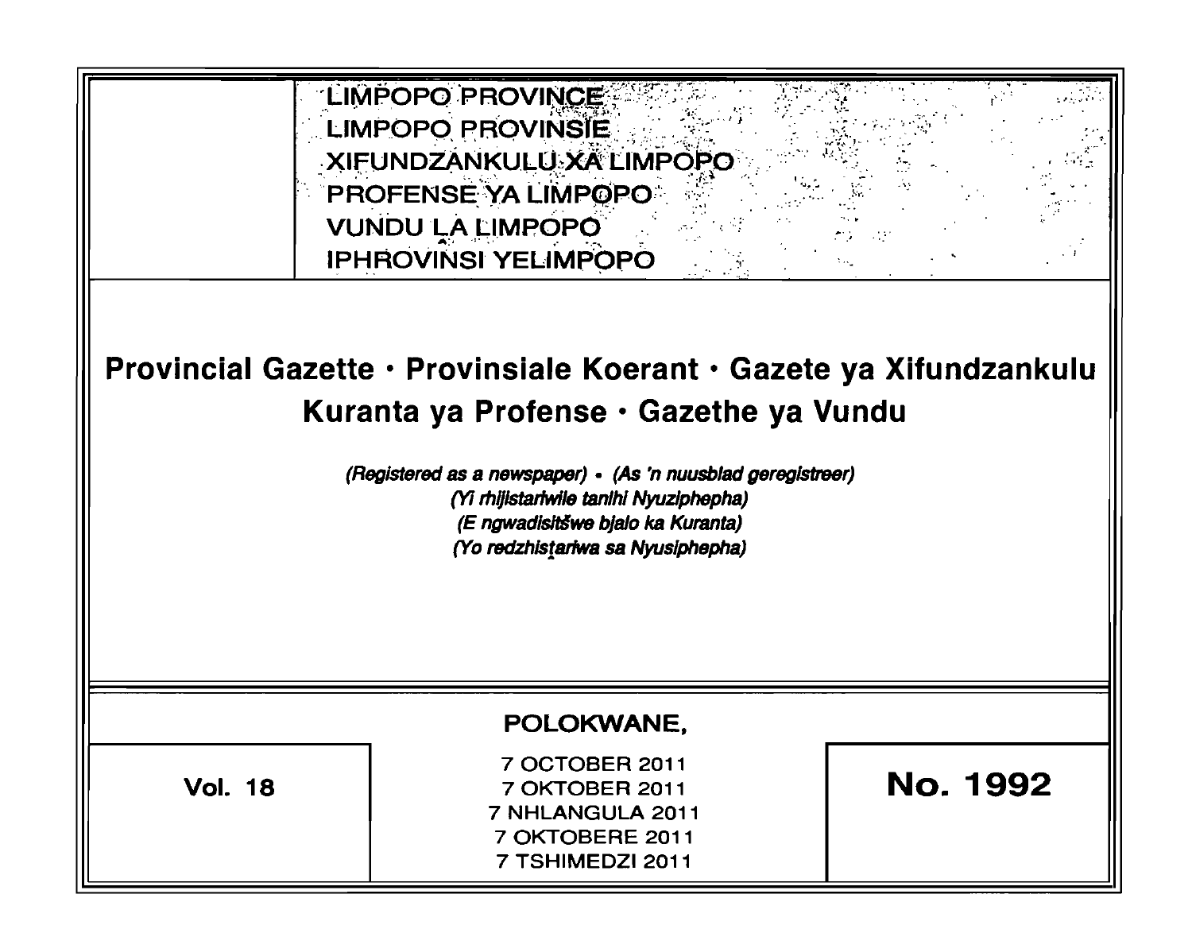LIMPOPO PROVINCE
LIMPOPO PROVINSIE
XIFUNDZANKULU XA LIMPOPO
PROFENSE YA LIMPOPO
VUNDU LA LIMPOPO
IPHROVINSI YELIMPOPO

# Provincial Gazette • Provinsiale Koerant • Gazete ya Xifundzankulu Kuranta ya Profense • Gazethe ya Vundu

*(Registered as a newspaper) • (As 'n nuusblad geregistreer)*
*(Yi rhijistariwile tanihi Nyuziphepha)*
*(E ngwadisitšwe bjalo ka Kuranta)*
*(Yo redzhistariwa sa Nyusiphepha)*

POLOKWANE,

| Vol. 18 | 7 OCTOBER 2011<br>7 OKTOBER 2011<br>7 NHLANGULA 2011<br>7 OKTOBERE 2011<br>7 TSHIMEDZI 2011 | No. 1992 |
|---|---|---|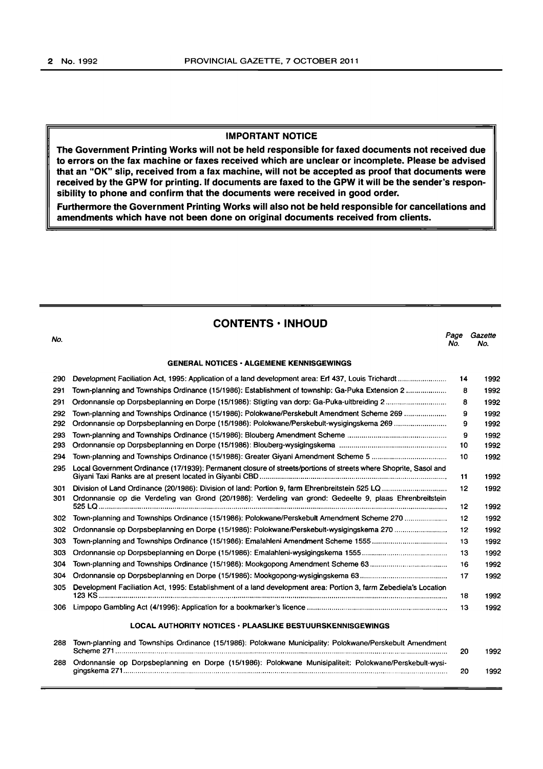**IMPORTANT NOTICE**

**The Government Printing Works will not be held responsible for faxed documents not received due to errors on the fax machine or faxes received which are unclear or incomplete. Please be advised that an "OK" slip, received from a fax machine, will not be accepted as proof that documents were received by the GPW for printing. If documents are faxed to the GPW it will be the sender's responsibility to phone and confirm that the documents were received in good order.**

**Furthermore the Government Printing Works will also not be held responsible for cancellations and amendments which have not been done on original documents received from clients.**

## CONTENTS · INHOUD

| No. | | Page No. | Gazette No. |
|---|---|---|---|
| | **GENERAL NOTICES · ALGEMENE KENNISGEWINGS** | | |
| 290 | Development Faciliation Act, 1995: Application of a land development area: Erf 437, Louis Trichardt | 14 | 1992 |
| 291 | Town-planning and Townships Ordinance (15/1986): Establishment of township: Ga-Puka Extension 2 | 8 | 1992 |
| 291 | Ordonnansie op Dorpsbeplanning en Dorpe (15/1986): Stigting van dorp: Ga-Puka-uitbreiding 2 | 8 | 1992 |
| 292 | Town-planning and Townships Ordinance (15/1986): Polokwane/Perskebult Amendment Scheme 269 | 9 | 1992 |
| 292 | Ordonnansie op Dorpsbeplanning en Dorpe (15/1986): Polokwane/Perskebult-wysigingskema 269 | 9 | 1992 |
| 293 | Town-planning and Townships Ordinance (15/1986): Blouberg Amendment Scheme | 9 | 1992 |
| 293 | Ordonnansie op Dorpsbeplanning en Dorpe (15/1986): Blouberg-wysigingskema | 10 | 1992 |
| 294 | Town-planning and Townships Ordinance (15/1986): Greater Giyani Amendment Scheme 5 | 10 | 1992 |
| 295 | Local Government Ordinance (17/1939): Permanent closure of streets/portions of streets where Shoprite, Sasol and Giyani Taxi Ranks are at present located in Giyanbi CBD | 11 | 1992 |
| 301 | Division of Land Ordinance (20/1986): Division of land: Portion 9, farm Ehrenbreitstein 525 LQ | 12 | 1992 |
| 301 | Ordonnansie op die Verdeling van Grond (20/1986): Verdeling van grond: Gedeelte 9, plaas Ehrenbreitstein 525 LQ | 12 | 1992 |
| 302 | Town-planning and Townships Ordinance (15/1986): Polokwane/Perskebult Amendment Scheme 270 | 12 | 1992 |
| 302 | Ordonnansie op Dorpsbeplanning en Dorpe (15/1986): Polokwane/Perskebult-wysigingskema 270 | 12 | 1992 |
| 303 | Town-planning and Townships Ordinance (15/1986): Emalahleni Amendment Scheme 1555 | 13 | 1992 |
| 303 | Ordonnansie op Dorpsbeplanning en Dorpe (15/1986): Emalahleni-wysigingskema 1555 | 13 | 1992 |
| 304 | Town-planning and Townships Ordinance (15/1986): Mookgopong Amendment Scheme 63 | 16 | 1992 |
| 304 | Ordonnansie op Dorpsbeplanning en Dorpe (15/1986): Mookgopong-wysigingskema 63 | 17 | 1992 |
| 305 | Development Faciliation Act, 1995: Establishment of a land development area: Portion 3, farm Zebediela's Location 123 KS | 18 | 1992 |
| 306 | Limpopo Gambling Act (4/1996): Application for a bookmarker's licence | 13 | 1992 |
| | **LOCAL AUTHORITY NOTICES · PLAASLIKE BESTUURSKENNISGEWINGS** | | |
| 288 | Town-planning and Townships Ordinance (15/1986): Polokwane Municipality: Polokwane/Perskebult Amendment Scheme 271 | 20 | 1992 |
| 288 | Ordonnansie op Dorpsbeplanning en Dorpe (15/1986): Polokwane Munisipaliteit: Polokwane/Perskebult-wysigingskema 271 | 20 | 1992 |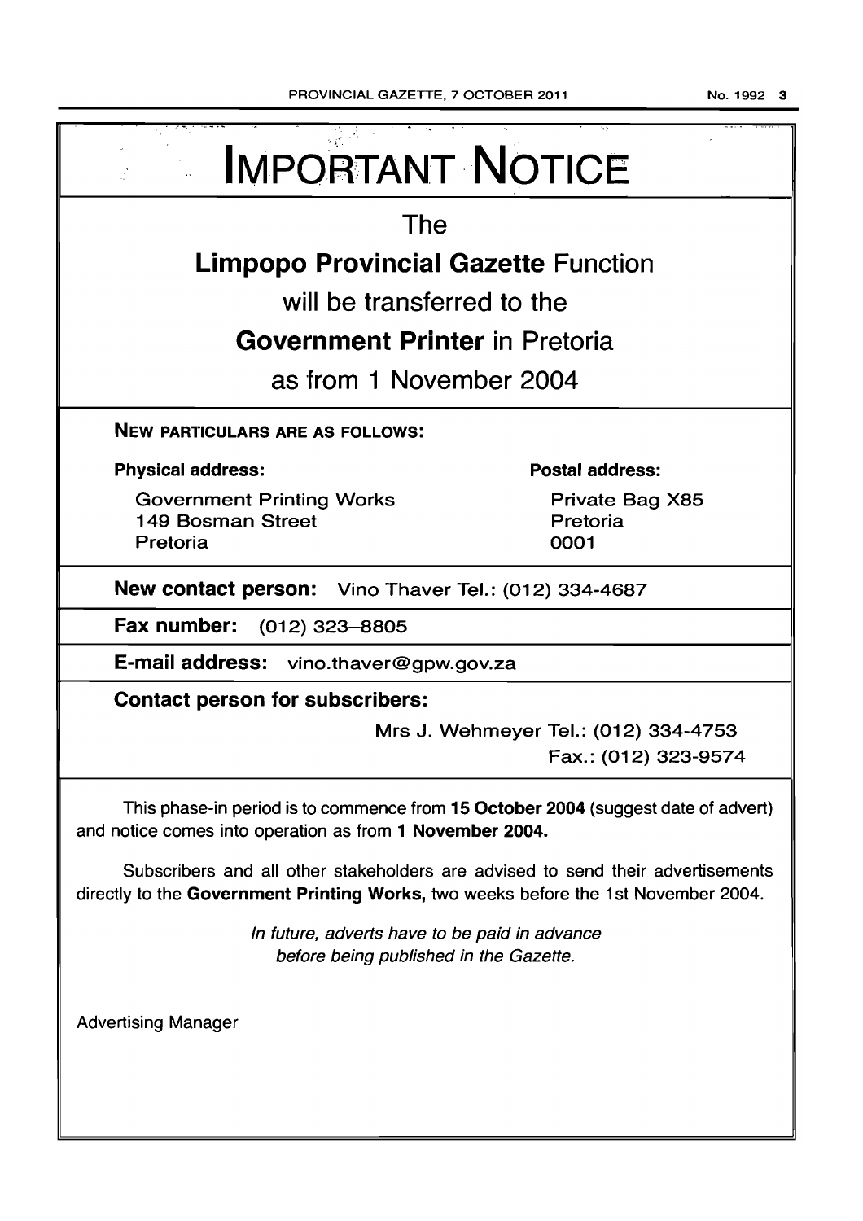# IMPORTANT NOTICE

The

**Limpopo Provincial Gazette** Function

will be transferred to the

**Government Printer** in Pretoria

as from 1 November 2004

**NEW PARTICULARS ARE AS FOLLOWS:**

**Physical address:**

Government Printing Works
149 Bosman Street
Pretoria

**Postal address:**

Private Bag X85
Pretoria
0001

**New contact person:** Vino Thaver Tel.: (012) 334-4687

**Fax number:** (012) 323–8805

**E-mail address:** vino.thaver@gpw.gov.za

**Contact person for subscribers:**

Mrs J. Wehmeyer Tel.: (012) 334-4753
Fax.: (012) 323-9574

This phase-in period is to commence from **15 October 2004** (suggest date of advert) and notice comes into operation as from **1 November 2004.**

Subscribers and all other stakeholders are advised to send their advertisements directly to the **Government Printing Works,** two weeks before the 1st November 2004.

*In future, adverts have to be paid in advance before being published in the Gazette.*

Advertising Manager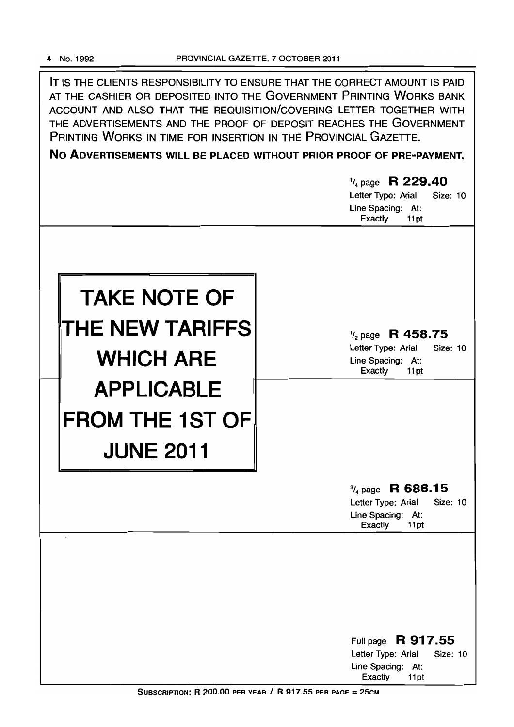IT IS THE CLIENTS RESPONSIBILITY TO ENSURE THAT THE CORRECT AMOUNT IS PAID AT THE CASHIER OR DEPOSITED INTO THE GOVERNMENT PRINTING WORKS BANK ACCOUNT AND ALSO THAT THE REQUISITION/COVERING LETTER TOGETHER WITH THE ADVERTISEMENTS AND THE PROOF OF DEPOSIT REACHES THE GOVERNMENT PRINTING WORKS IN TIME FOR INSERTION IN THE PROVINCIAL GAZETTE.

**NO ADVERTISEMENTS WILL BE PLACED WITHOUT PRIOR PROOF OF PRE-PAYMENT.**

$^1/_4$ page **R 229.40**
Letter Type: Arial Size: 10
Line Spacing: At: Exactly 11pt

# TAKE NOTE OF THE NEW TARIFFS WHICH ARE APPLICABLE FROM THE 1ST OF JUNE 2011

$^1/_2$ page **R 458.75**
Letter Type: Arial Size: 10
Line Spacing: At: Exactly 11pt

$^3/_4$ page **R 688.15**
Letter Type: Arial Size: 10
Line Spacing: At: Exactly 11pt

Full page **R 917.55**
Letter Type: Arial Size: 10
Line Spacing: At: Exactly 11pt

SUBSCRIPTION: R 200.00 PER YEAR / R 917.55 PER PAGE = 25CM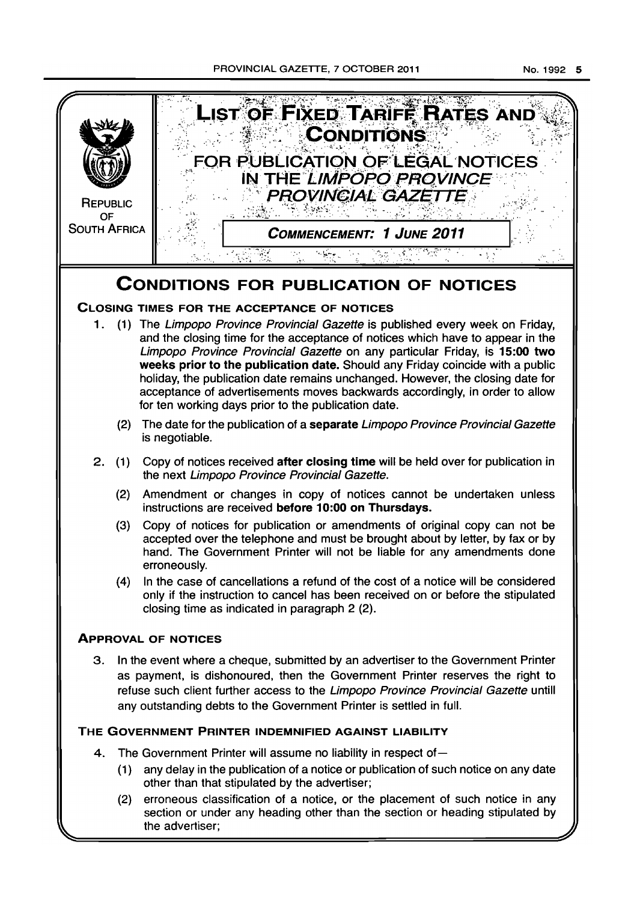REPUBLIC OF SOUTH AFRICA

# LIST OF FIXED TARIFF RATES AND CONDITIONS

## FOR PUBLICATION OF LEGAL NOTICES IN THE *LIMPOPO PROVINCE PROVINCIAL GAZETTE*

**COMMENCEMENT: 1 JUNE 2011**

# CONDITIONS FOR PUBLICATION OF NOTICES

## CLOSING TIMES FOR THE ACCEPTANCE OF NOTICES

1. (1) The *Limpopo Province Provincial Gazette* is published every week on Friday, and the closing time for the acceptance of notices which have to appear in the *Limpopo Province Provincial Gazette* on any particular Friday, is **15:00 two weeks prior to the publication date.** Should any Friday coincide with a public holiday, the publication date remains unchanged. However, the closing date for acceptance of advertisements moves backwards accordingly, in order to allow for ten working days prior to the publication date.

   (2) The date for the publication of a **separate** *Limpopo Province Provincial Gazette* is negotiable.

2. (1) Copy of notices received **after closing time** will be held over for publication in the next *Limpopo Province Provincial Gazette.*

   (2) Amendment or changes in copy of notices cannot be undertaken unless instructions are received **before 10:00 on Thursdays.**

   (3) Copy of notices for publication or amendments of original copy can not be accepted over the telephone and must be brought about by letter, by fax or by hand. The Government Printer will not be liable for any amendments done erroneously.

   (4) In the case of cancellations a refund of the cost of a notice will be considered only if the instruction to cancel has been received on or before the stipulated closing time as indicated in paragraph 2 (2).

## APPROVAL OF NOTICES

3. In the event where a cheque, submitted by an advertiser to the Government Printer as payment, is dishonoured, then the Government Printer reserves the right to refuse such client further access to the *Limpopo Province Provincial Gazette* untill any outstanding debts to the Government Printer is settled in full.

## THE GOVERNMENT PRINTER INDEMNIFIED AGAINST LIABILITY

4. The Government Printer will assume no liability in respect of—

   (1) any delay in the publication of a notice or publication of such notice on any date other than that stipulated by the advertiser;

   (2) erroneous classification of a notice, or the placement of such notice in any section or under any heading other than the section or heading stipulated by the advertiser;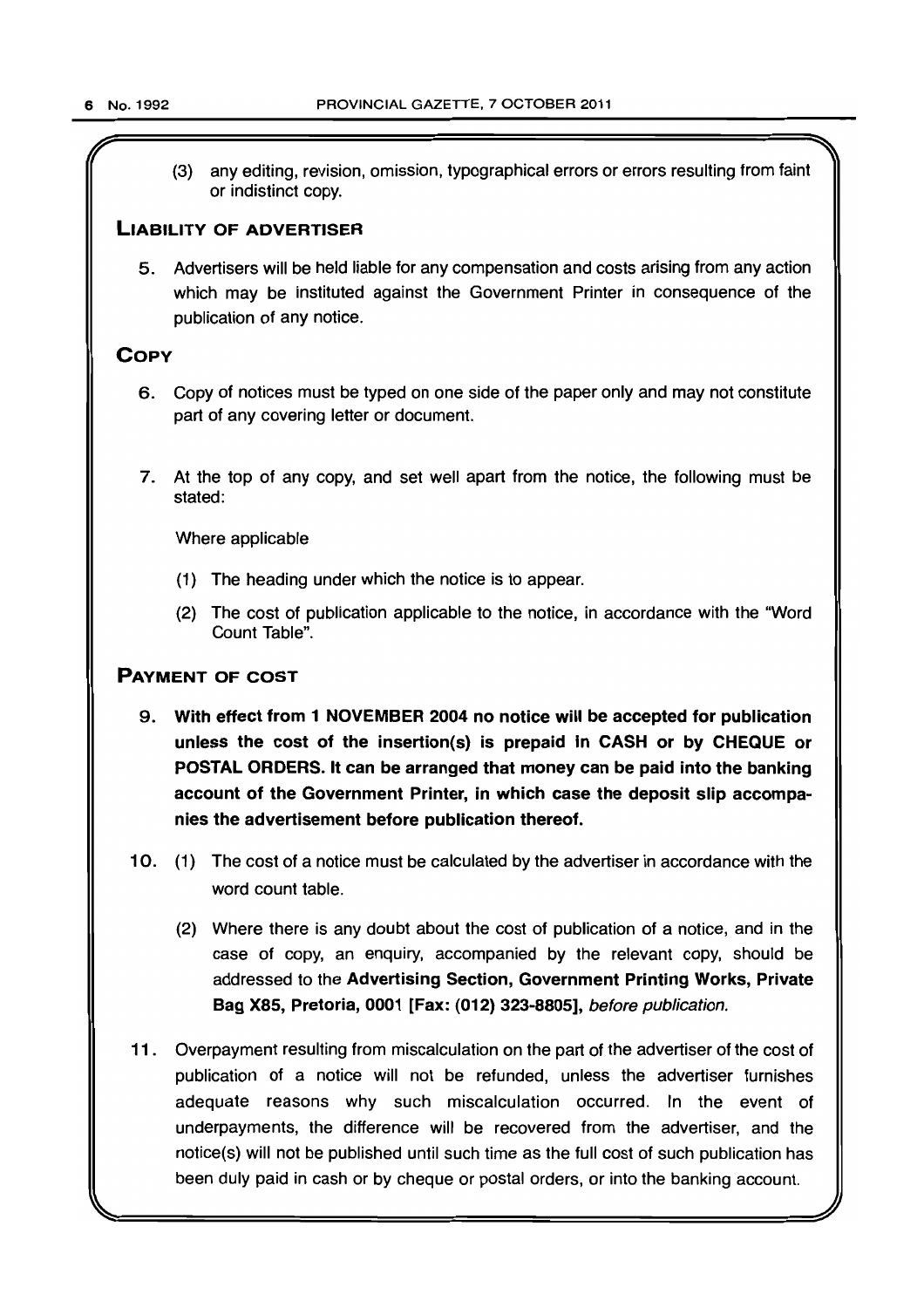(3) any editing, revision, omission, typographical errors or errors resulting from faint or indistinct copy.

## LIABILITY OF ADVERTISER

5. Advertisers will be held liable for any compensation and costs arising from any action which may be instituted against the Government Printer in consequence of the publication of any notice.

## COPY

6. Copy of notices must be typed on one side of the paper only and may not constitute part of any covering letter or document.

7. At the top of any copy, and set well apart from the notice, the following must be stated:

   Where applicable

   (1) The heading under which the notice is to appear.

   (2) The cost of publication applicable to the notice, in accordance with the "Word Count Table".

## PAYMENT OF COST

9. **With effect from 1 NOVEMBER 2004 no notice will be accepted for publication unless the cost of the insertion(s) is prepaid in CASH or by CHEQUE or POSTAL ORDERS. It can be arranged that money can be paid into the banking account of the Government Printer, in which case the deposit slip accompanies the advertisement before publication thereof.**

10. (1) The cost of a notice must be calculated by the advertiser in accordance with the word count table.

    (2) Where there is any doubt about the cost of publication of a notice, and in the case of copy, an enquiry, accompanied by the relevant copy, should be addressed to the **Advertising Section, Government Printing Works, Private Bag X85, Pretoria, 0001 [Fax: (012) 323-8805],** *before publication.*

11. Overpayment resulting from miscalculation on the part of the advertiser of the cost of publication of a notice will not be refunded, unless the advertiser furnishes adequate reasons why such miscalculation occurred. In the event of underpayments, the difference will be recovered from the advertiser, and the notice(s) will not be published until such time as the full cost of such publication has been duly paid in cash or by cheque or postal orders, or into the banking account.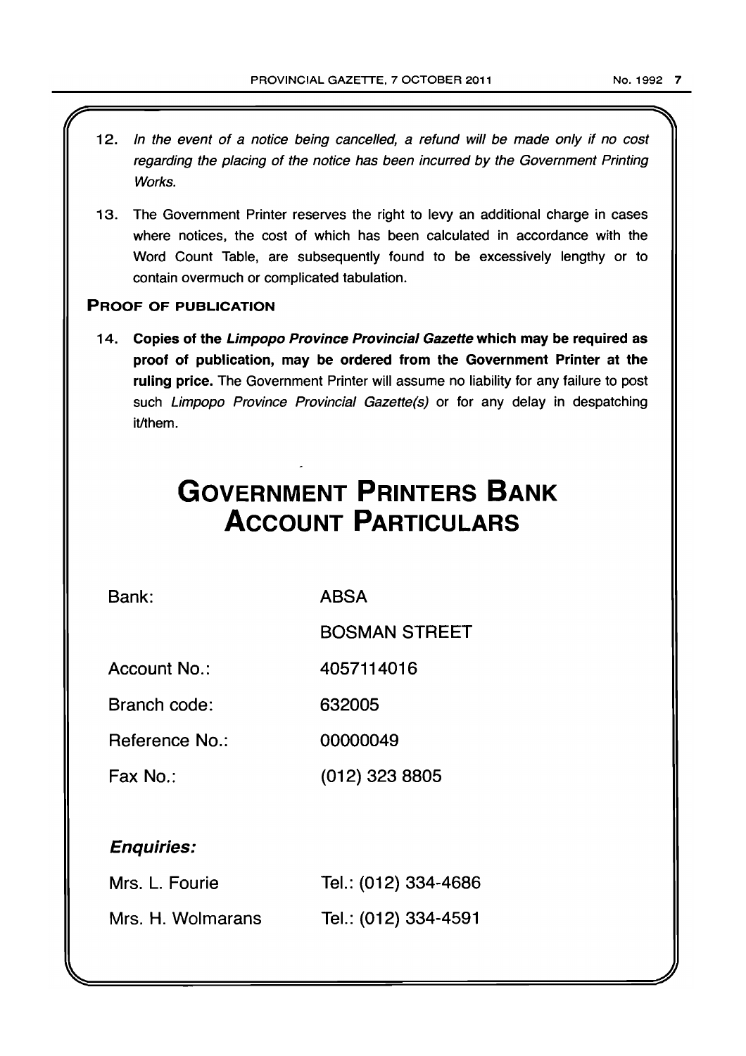12. *In the event of a notice being cancelled, a refund will be made only if no cost regarding the placing of the notice has been incurred by the Government Printing Works.*

13. The Government Printer reserves the right to levy an additional charge in cases where notices, the cost of which has been calculated in accordance with the Word Count Table, are subsequently found to be excessively lengthy or to contain overmuch or complicated tabulation.

### PROOF OF PUBLICATION

14. **Copies of the *Limpopo Province Provincial Gazette* which may be required as proof of publication, may be ordered from the Government Printer at the ruling price.** The Government Printer will assume no liability for any failure to post such *Limpopo Province Provincial Gazette(s)* or for any delay in despatching it/them.

# GOVERNMENT PRINTERS BANK ACCOUNT PARTICULARS

| | |
|---|---|
| Bank: | ABSA |
| | BOSMAN STREET |
| Account No.: | 4057114016 |
| Branch code: | 632005 |
| Reference No.: | 00000049 |
| Fax No.: | (012) 323 8805 |

***Enquiries:***

| | |
|---|---|
| Mrs. L. Fourie | Tel.: (012) 334-4686 |
| Mrs. H. Wolmarans | Tel.: (012) 334-4591 |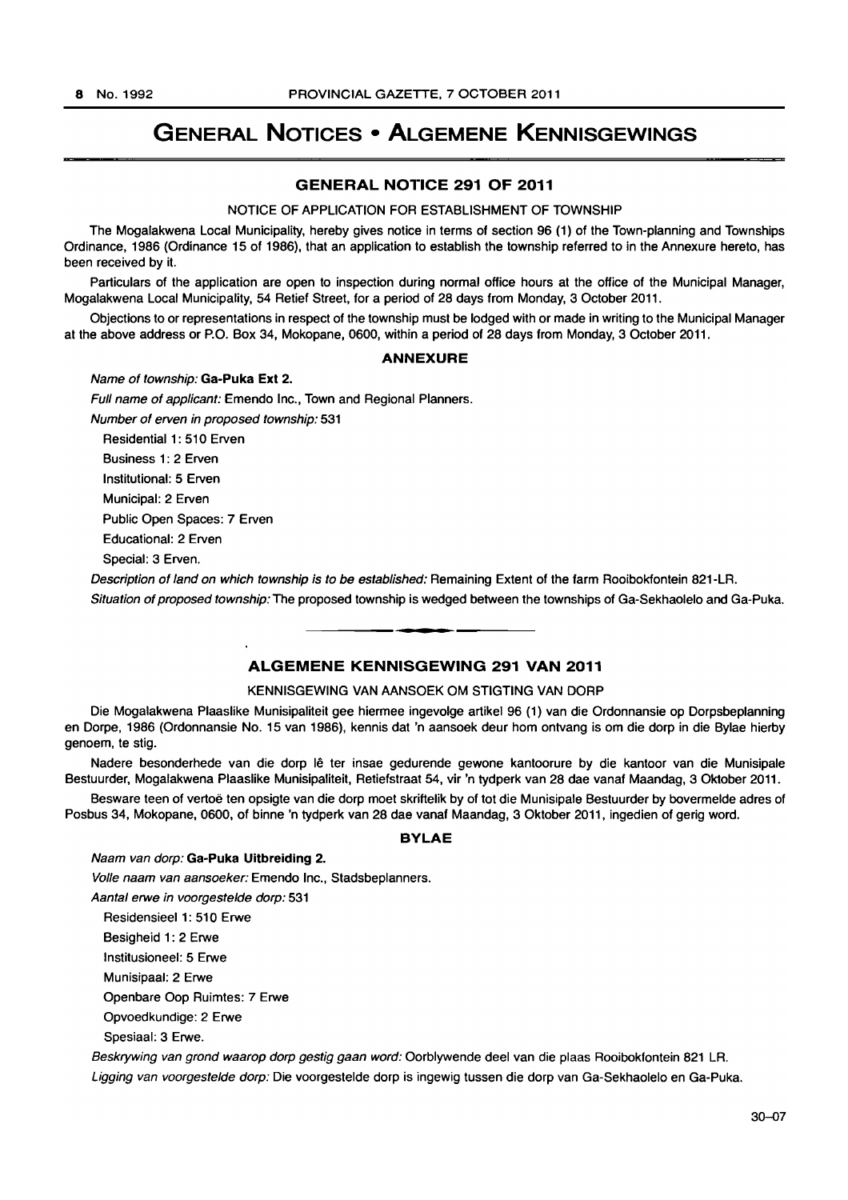# GENERAL NOTICES • ALGEMENE KENNISGEWINGS

## GENERAL NOTICE 291 OF 2011

NOTICE OF APPLICATION FOR ESTABLISHMENT OF TOWNSHIP

The Mogalakwena Local Municipality, hereby gives notice in terms of section 96 (1) of the Town-planning and Townships Ordinance, 1986 (Ordinance 15 of 1986), that an application to establish the township referred to in the Annexure hereto, has been received by it.

Particulars of the application are open to inspection during normal office hours at the office of the Municipal Manager, Mogalakwena Local Municipality, 54 Retief Street, for a period of 28 days from Monday, 3 October 2011.

Objections to or representations in respect of the township must be lodged with or made in writing to the Municipal Manager at the above address or P.O. Box 34, Mokopane, 0600, within a period of 28 days from Monday, 3 October 2011.

### ANNEXURE

*Name of township:* **Ga-Puka Ext 2.**

*Full name of applicant:* Emendo Inc., Town and Regional Planners.

*Number of erven in proposed township:* 531

Residential 1: 510 Erven

Business 1: 2 Erven

Institutional: 5 Erven

Municipal: 2 Erven

Public Open Spaces: 7 Erven

Educational: 2 Erven

Special: 3 Erven.

*Description of land on which township is to be established:* Remaining Extent of the farm Rooibokfontein 821-LR.

*Situation of proposed township:* The proposed township is wedged between the townships of Ga-Sekhaolelo and Ga-Puka.

---

## ALGEMENE KENNISGEWING 291 VAN 2011

KENNISGEWING VAN AANSOEK OM STIGTING VAN DORP

Die Mogalakwena Plaaslike Munisipaliteit gee hiermee ingevolge artikel 96 (1) van die Ordonnansie op Dorpsbeplanning en Dorpe, 1986 (Ordonnansie No. 15 van 1986), kennis dat 'n aansoek deur hom ontvang is om die dorp in die Bylae hierby genoem, te stig.

Nadere besonderhede van die dorp lê ter insae gedurende gewone kantoorure by die kantoor van die Munisipale Bestuurder, Mogalakwena Plaaslike Munisipaliteit, Retiefstraat 54, vir 'n tydperk van 28 dae vanaf Maandag, 3 Oktober 2011.

Besware teen of vertoë ten opsigte van die dorp moet skriftelik by of tot die Munisipale Bestuurder by bovermelde adres of Posbus 34, Mokopane, 0600, of binne 'n tydperk van 28 dae vanaf Maandag, 3 Oktober 2011, ingedien of gerig word.

### BYLAE

*Naam van dorp:* **Ga-Puka Uitbreiding 2.**

*Volle naam van aansoeker:* Emendo Inc., Stadsbeplanners.

*Aantal erwe in voorgestelde dorp:* 531

Residensieel 1: 510 Erwe

Besigheid 1: 2 Erwe

Institusioneel: 5 Erwe

Munisipaal: 2 Erwe

Openbare Oop Ruimtes: 7 Erwe

Opvoedkundige: 2 Erwe

Spesiaal: 3 Erwe.

*Beskrywing van grond waarop dorp gestig gaan word:* Oorblywende deel van die plaas Rooibokfontein 821 LR.

*Ligging van voorgestelde dorp:* Die voorgestelde dorp is ingewig tussen die dorp van Ga-Sekhaolelo en Ga-Puka.

30–07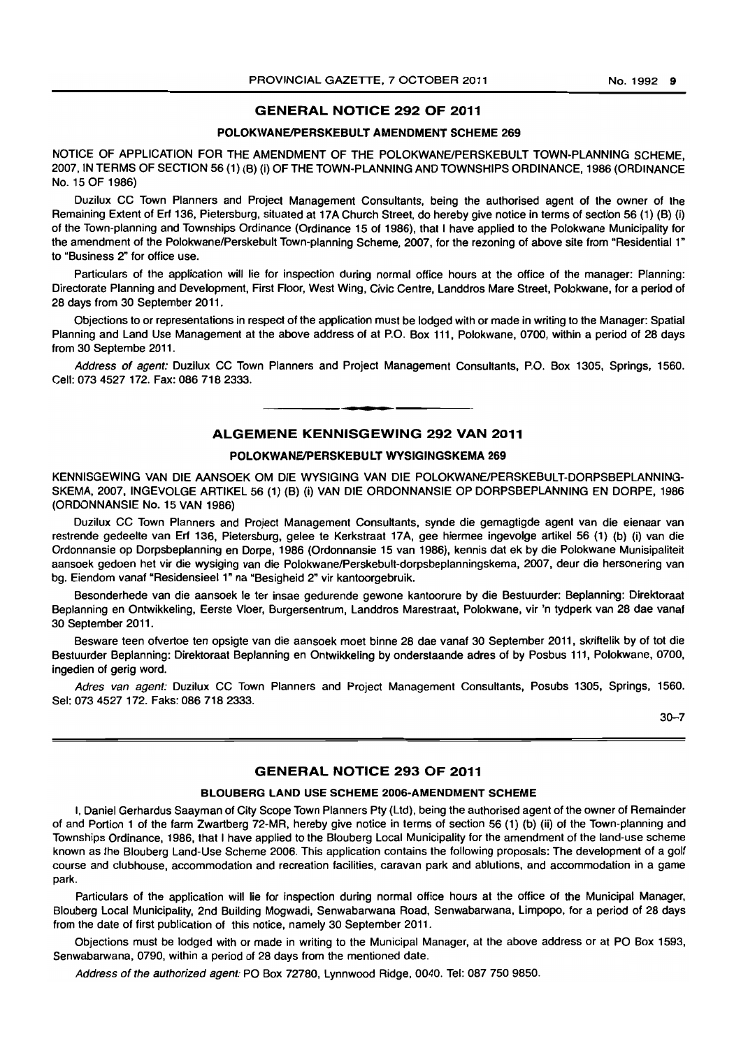## GENERAL NOTICE 292 OF 2011

### POLOKWANE/PERSKEBULT AMENDMENT SCHEME 269

NOTICE OF APPLICATION FOR THE AMENDMENT OF THE POLOKWANE/PERSKEBULT TOWN-PLANNING SCHEME, 2007, IN TERMS OF SECTION 56 (1) (B) (i) OF THE TOWN-PLANNING AND TOWNSHIPS ORDINANCE, 1986 (ORDINANCE No. 15 OF 1986)

Duzilux CC Town Planners and Project Management Consultants, being the authorised agent of the owner of the Remaining Extent of Erf 136, Pietersburg, situated at 17A Church Street, do hereby give notice in terms of section 56 (1) (B) (i) of the Town-planning and Townships Ordinance (Ordinance 15 of 1986), that I have applied to the Polokwane Municipality for the amendment of the Polokwane/Perskebult Town-planning Scheme, 2007, for the rezoning of above site from "Residential 1" to "Business 2" for office use.

Particulars of the application will lie for inspection during normal office hours at the office of the manager: Planning: Directorate Planning and Development, First Floor, West Wing, Civic Centre, Landdros Mare Street, Polokwane, for a period of 28 days from 30 September 2011.

Objections to or representations in respect of the application must be lodged with or made in writing to the Manager: Spatial Planning and Land Use Management at the above address of at P.O. Box 111, Polokwane, 0700, within a period of 28 days from 30 Septembe 2011.

*Address of agent:* Duzilux CC Town Planners and Project Management Consultants, P.O. Box 1305, Springs, 1560. Cell: 073 4527 172. Fax: 086 718 2333.

---

## ALGEMENE KENNISGEWING 292 VAN 2011

### POLOKWANE/PERSKEBULT WYSIGINGSKEMA 269

KENNISGEWING VAN DIE AANSOEK OM DIE WYSIGING VAN DIE POLOKWANE/PERSKEBULT-DORPSBEPLANNING-SKEMA, 2007, INGEVOLGE ARTIKEL 56 (1) (B) (i) VAN DIE ORDONNANSIE OP DORPSBEPLANNING EN DORPE, 1986 (ORDONNANSIE No. 15 VAN 1986)

Duzilux CC Town Planners and Project Management Consultants, synde die gemagtigde agent van die eienaar van restrende gedeelte van Erf 136, Pietersburg, gelee te Kerkstraat 17A, gee hiermee ingevolge artikel 56 (1) (b) (i) van die Ordonnansie op Dorpsbeplanning en Dorpe, 1986 (Ordonnansie 15 van 1986), kennis dat ek by die Polokwane Munisipaliteit aansoek gedoen het vir die wysiging van die Polokwane/Perskebult-dorpsbeplanningskema, 2007, deur die hersonering van bg. Eiendom vanaf "Residensieel 1" na "Besigheid 2" vir kantoorgebruik.

Besonderhede van die aansoek le ter insae gedurende gewone kantoorure by die Bestuurder: Beplanning: Direktoraat Beplanning en Ontwikkeling, Eerste Vloer, Burgersentrum, Landdros Marestraat, Polokwane, vir 'n tydperk van 28 dae vanaf 30 September 2011.

Besware teen ofvertoe ten opsigte van die aansoek moet binne 28 dae vanaf 30 September 2011, skriftelik by of tot die Bestuurder Beplanning: Direktoraat Beplanning en Ontwikkeling by onderstaande adres of by Posbus 111, Polokwane, 0700, ingedien of gerig word.

*Adres van agent:* Duzilux CC Town Planners and Project Management Consultants, Posubs 1305, Springs, 1560. Sel: 073 4527 172. Faks: 086 718 2333.

30–7

---

## GENERAL NOTICE 293 OF 2011

### BLOUBERG LAND USE SCHEME 2006-AMENDMENT SCHEME

I, Daniel Gerhardus Saayman of City Scope Town Planners Pty (Ltd), being the authorised agent of the owner of Remainder of and Portion 1 of the farm Zwartberg 72-MR, hereby give notice in terms of section 56 (1) (b) (ii) of the Town-planning and Townships Ordinance, 1986, that I have applied to the Blouberg Local Municipality for the amendment of the land-use scheme known as the Blouberg Land-Use Scheme 2006. This application contains the following proposals: The development of a golf course and clubhouse, accommodation and recreation facilities, caravan park and ablutions, and accommodation in a game park.

Particulars of the application will lie for inspection during normal office hours at the office of the Municipal Manager, Blouberg Local Municipality, 2nd Building Mogwadi, Senwabarwana Road, Senwabarwana, Limpopo, for a period of 28 days from the date of first publication of this notice, namely 30 September 2011.

Objections must be lodged with or made in writing to the Municipal Manager, at the above address or at PO Box 1593, Senwabarwana, 0790, within a period of 28 days from the mentioned date.

*Address of the authorized agent:* PO Box 72780, Lynnwood Ridge, 0040. Tel: 087 750 9850.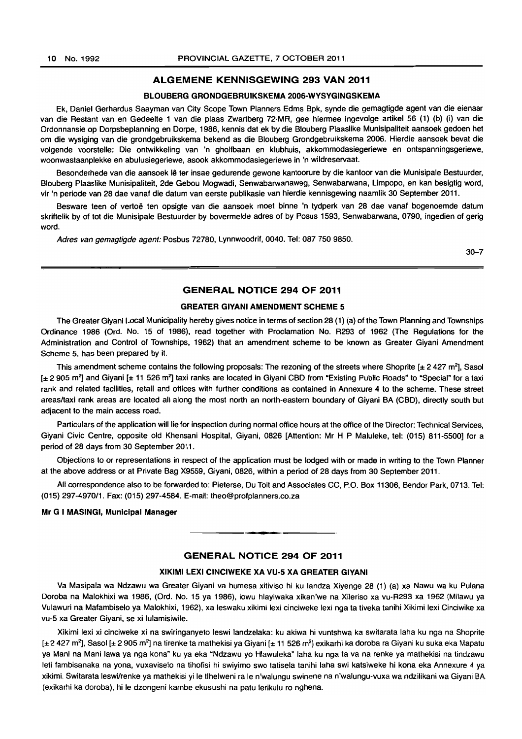## ALGEMENE KENNISGEWING 293 VAN 2011

### BLOUBERG GRONDGEBRUIKSKEMA 2006-WYSYGINGSKEMA

Ek, Daniel Gerhardus Saayman van City Scope Town Planners Edms Bpk, synde die gemagtigde agent van die eienaar van die Restant van en Gedeelte 1 van die plaas Zwartberg 72-MR, gee hiermee ingevolge artikel 56 (1) (b) (i) van die Ordonnansie op Dorpsbeplanning en Dorpe, 1986, kennis dat ek by die Blouberg Plaaslike Munisipaliteit aansoek gedoen het om die wysiging van die grondgebruikskema bekend as die Blouberg Grondgebruikskema 2006. Hierdie aansoek bevat die volgende voorstelle: Die ontwikkeling van 'n gholfbaan en klubhuis, akkommodasiegeriewe en ontspanningsgeriewe, woonwastaanplekke en abulusiegeriewe, asook akkommodasiegeriewe in 'n wildreservaat.

Besonderhede van die aansoek lê ter insae gedurende gewone kantoorure by die kantoor van die Munisipale Bestuurder, Blouberg Plaaslike Munisipaliteit, 2de Gebou Mogwadi, Senwabarwanaweg, Senwabarwana, Limpopo, en kan besigtig word, vir 'n periode van 28 dae vanaf die datum van eerste publikasie van hierdie kennisgewing naamlik 30 September 2011.

Besware teen of vertoë ten opsigte van die aansoek moet binne 'n tydperk van 28 dae vanaf bogenoemde datum skriftelik by of tot die Munisipale Bestuurder by bovermelde adres of by Posus 1593, Senwabarwana, 0790, ingedien of gerig word.

*Adres van gemagtigde agent:* Posbus 72780, Lynnwoodrif, 0040. Tel: 087 750 9850.

30–7

---

## GENERAL NOTICE 294 OF 2011

### GREATER GIYANI AMENDMENT SCHEME 5

The Greater Giyani Local Municipality hereby gives notice in terms of section 28 (1) (a) of the Town Planning and Townships Ordinance 1986 (Ord. No. 15 of 1986), read together with Proclamation No. R293 of 1962 (The Regulations for the Administration and Control of Townships, 1962) that an amendment scheme to be known as Greater Giyani Amendment Scheme 5, has been prepared by it.

This amendment scheme contains the following proposals: The rezoning of the streets where Shoprite [± 2 427 m²], Sasol [± 2 905 m²] and Giyani [± 11 526 m²] taxi ranks are located in Giyani CBD from "Existing Public Roads" to "Special" for a taxi rank and related facilities, retail and offices with further conditions as contained in Annexure 4 to the scheme. These street areas/taxi rank areas are located all along the most north an north-eastern boundary of Giyani BA (CBD), directly south but adjacent to the main access road.

Particulars of the application will lie for inspection during normal office hours at the office of the Director: Technical Services, Giyani Civic Centre, opposite old Khensani Hospital, Giyani, 0826 [Attention: Mr H P Maluleke, tel: (015) 811-5500] for a period of 28 days from 30 September 2011.

Objections to or representations in respect of the application must be lodged with or made in writing to the Town Planner at the above address or at Private Bag X9559, Giyani, 0826, within a period of 28 days from 30 September 2011.

All correspondence also to be forwarded to: Pieterse, Du Toit and Associates CC, P.O. Box 11306, Bendor Park, 0713. Tel: (015) 297-4970/1. Fax: (015) 297-4584. E-mail: theo@profplanners.co.za

**Mr G I MASINGI, Municipal Manager**

---

## GENERAL NOTICE 294 OF 2011

### XIKIMI LEXI CINCIWEKE XA VU-5 XA GREATER GIYANI

Va Masipala wa Ndzawu wa Greater Giyani va humesa xitiviso hi ku landza Xiyenge 28 (1) (a) xa Nawu wa ku Pulana Doroba na Malokhixi wa 1986, (Ord. No. 15 ya 1986), lowu hlayiwaka xikan'we na Xileriso xa vu-R293 xa 1962 (Milawu ya Vulawuri na Mafambiselo ya Malokhixi, 1962), xa leswaku xikimi lexi cinciweke lexi nga ta tiveka tanihi Xikimi lexi Cinciwike xa vu-5 xa Greater Giyani, se xi lulamisiwile.

Xikimi lexi xi cinciweke xi na swiringanyeto leswi landzelaka: ku akiwa hi vuntshwa ka switarata laha ku nga na Shoprite [± 2 427 m²], Sasol [± 2 905 m²] na tirenke ta mathekisi ya Giyani [± 11 526 m²] exikarhi ka doroba ra Giyani ku suka eka Mapatu ya Mani na Mani lawa ya nga kona" ku ya eka "Ndzawu yo Hlawuleka" laha ku nga ta va na renke ya mathekisi na tindzawu leti fambisanaka na yona, vuxaviselo na tihofisi hi swiyimo swo tatisela tanihi laha swi katsiweke hi kona eka Annexure 4 ya xikimi. Switarata leswi/renke ya mathekisi yi le tlhelweni ra le n'walungu swinene na n'walungu-vuxa wa ndzilikani wa Giyani BA (exikarhi ka doroba), hi le dzongeni kambe ekusushi na patu lerikulu ro nghena.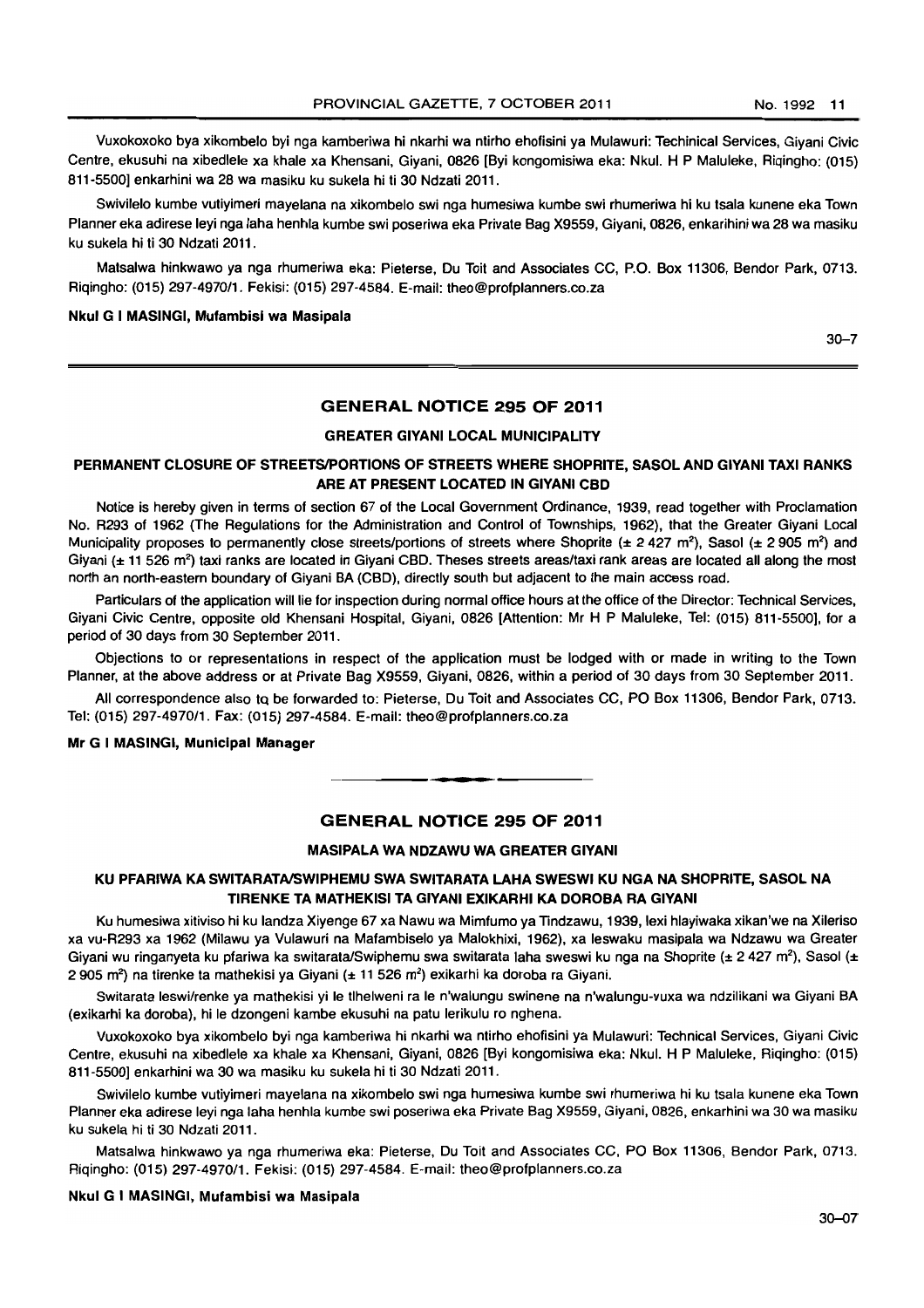Vuxokoxoko bya xikombelo byi nga kamberiwa hi nkarhi wa ntirho ehofisini ya Mulawuri: Techinical Services, Giyani Civic Centre, ekusuhi na xibedlele xa khale xa Khensani, Giyani, 0826 [Byi kongomisiwa eka: Nkul. H P Maluleke, Riqingho: (015) 811-5500] enkarhini wa 28 wa masiku ku sukela hi ti 30 Ndzati 2011.

Swivilelo kumbe vutiyimeri mayelana na xikombelo swi nga humesiwa kumbe swi rhumeriwa hi ku tsala kunene eka Town Planner eka adirese leyi nga laha henhla kumbe swi poseriwa eka Private Bag X9559, Giyani, 0826, enkarihini wa 28 wa masiku ku sukela hi ti 30 Ndzati 2011.

Matsalwa hinkwawo ya nga rhumeriwa eka: Pieterse, Du Toit and Associates CC, P.O. Box 11306, Bendor Park, 0713. Riqingho: (015) 297-4970/1. Fekisi: (015) 297-4584. E-mail: theo@profplanners.co.za

**Nkul G I MASINGI, Mufambisi wa Masipala**

30–7

## GENERAL NOTICE 295 OF 2011

### GREATER GIYANI LOCAL MUNICIPALITY

### PERMANENT CLOSURE OF STREETS/PORTIONS OF STREETS WHERE SHOPRITE, SASOL AND GIYANI TAXI RANKS ARE AT PRESENT LOCATED IN GIYANI CBD

Notice is hereby given in terms of section 67 of the Local Government Ordinance, 1939, read together with Proclamation No. R293 of 1962 (The Regulations for the Administration and Control of Townships, 1962), that the Greater Giyani Local Municipality proposes to permanently close streets/portions of streets where Shoprite (± 2 427 m²), Sasol (± 2 905 m²) and Giyani (± 11 526 m²) taxi ranks are located in Giyani CBD. Theses streets areas/taxi rank areas are located all along the most north an north-eastern boundary of Giyani BA (CBD), directly south but adjacent to the main access road.

Particulars of the application will lie for inspection during normal office hours at the office of the Director: Technical Services, Giyani Civic Centre, opposite old Khensani Hospital, Giyani, 0826 [Attention: Mr H P Maluleke, Tel: (015) 811-5500], for a period of 30 days from 30 September 2011.

Objections to or representations in respect of the application must be lodged with or made in writing to the Town Planner, at the above address or at Private Bag X9559, Giyani, 0826, within a period of 30 days from 30 September 2011.

All correspondence also to be forwarded to: Pieterse, Du Toit and Associates CC, PO Box 11306, Bendor Park, 0713. Tel: (015) 297-4970/1. Fax: (015) 297-4584. E-mail: theo@profplanners.co.za

**Mr G I MASINGI, Municipal Manager**

## GENERAL NOTICE 295 OF 2011

### MASIPALA WA NDZAWU WA GREATER GIYANI

### KU PFARIWA KA SWITARATA/SWIPHEMU SWA SWITARATA LAHA SWESWI KU NGA NA SHOPRITE, SASOL NA TIRENKE TA MATHEKISI TA GIYANI EXIKARHI KA DOROBA RA GIYANI

Ku humesiwa xitiviso hi ku landza Xiyenge 67 xa Nawu wa Mimfumo ya Tindzawu, 1939, lexi hlayiwaka xikan'we na Xileriso xa vu-R293 xa 1962 (Milawu ya Vulawuri na Mafambiselo ya Malokhixi, 1962), xa leswaku masipala wa Ndzawu wa Greater Giyani wu ringanyeta ku pfariwa ka switarata/Swiphemu swa switarata laha sweswi ku nga na Shoprite (± 2 427 m²), Sasol (± 2 905 m²) na tirenke ta mathekisi ya Giyani (± 11 526 m²) exikarhi ka doroba ra Giyani.

Switarata leswi/renke ya mathekisi yi le tlhelweni ra le n'walungu swinene na n'walungu-vuxa wa ndzilikani wa Giyani BA (exikarhi ka doroba), hi le dzongeni kambe ekusuhi na patu lerikulu ro nghena.

Vuxokoxoko bya xikombelo byi nga kamberiwa hi nkarhi wa ntirho ehofisini ya Mulawuri: Technical Services, Giyani Civic Centre, ekusuhi na xibedlele xa khale xa Khensani, Giyani, 0826 [Byi kongomisiwa eka: Nkul. H P Maluleke, Riqingho: (015) 811-5500] enkarhini wa 30 wa masiku ku sukela hi ti 30 Ndzati 2011.

Swivilelo kumbe vutiyimeri mayelana na xikombelo swi nga humesiwa kumbe swi rhumeriwa hi ku tsala kunene eka Town Planner eka adirese leyi nga laha henhla kumbe swi poseriwa eka Private Bag X9559, Giyani, 0826, enkarhini wa 30 wa masiku ku sukela hi ti 30 Ndzati 2011.

Matsalwa hinkwawo ya nga rhumeriwa eka: Pieterse, Du Toit and Associates CC, PO Box 11306, Bendor Park, 0713. Riqingho: (015) 297-4970/1. Fekisi: (015) 297-4584. E-mail: theo@profplanners.co.za

**Nkul G I MASINGI, Mufambisi wa Masipala**

30–07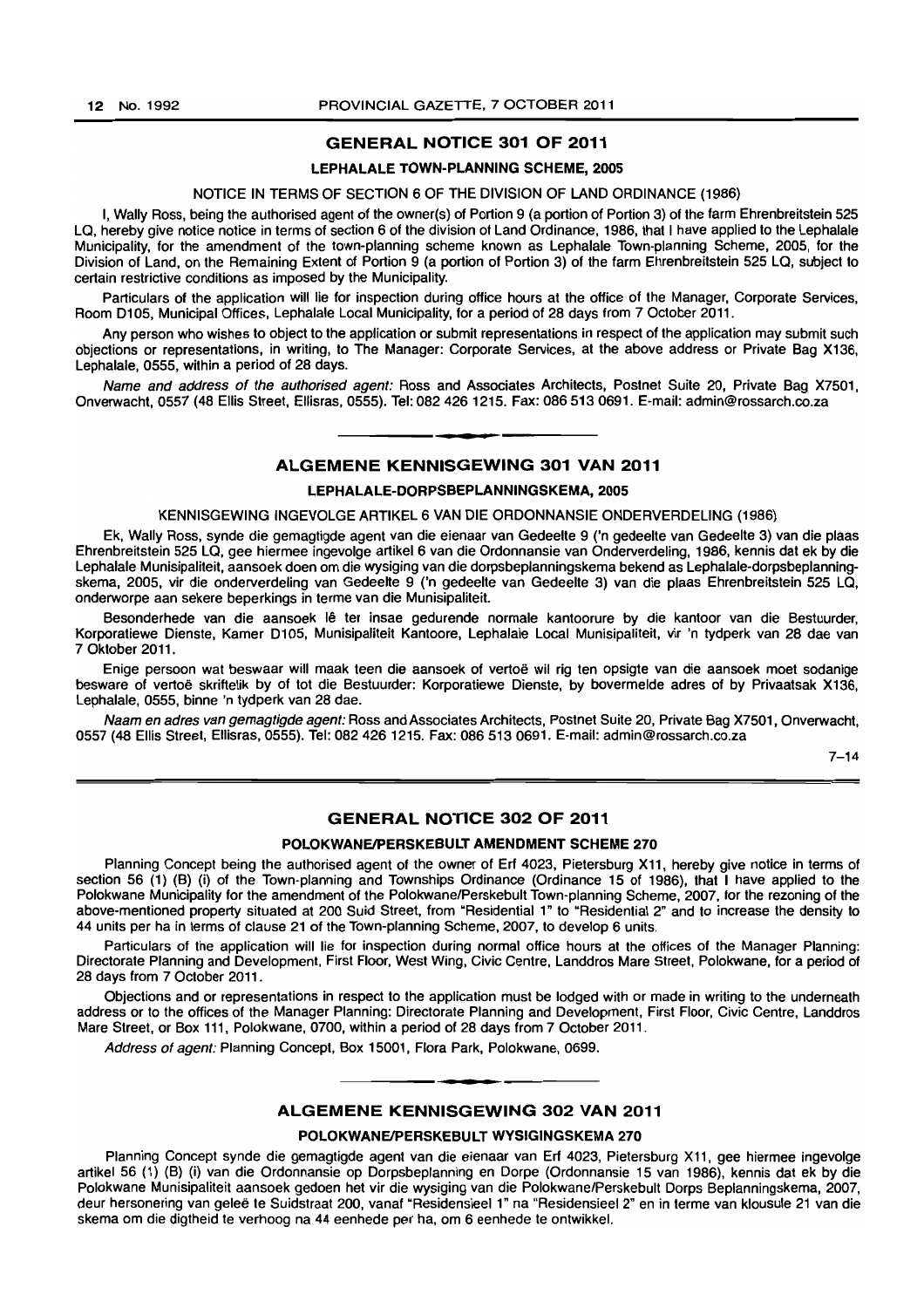## GENERAL NOTICE 301 OF 2011

### LEPHALALE TOWN-PLANNING SCHEME, 2005

NOTICE IN TERMS OF SECTION 6 OF THE DIVISION OF LAND ORDINANCE (1986)

I, Wally Ross, being the authorised agent of the owner(s) of Portion 9 (a portion of Portion 3) of the farm Ehrenbreitstein 525 LQ, hereby give notice notice in terms of section 6 of the division of Land Ordinance, 1986, that I have applied to the Lephalale Municipality, for the amendment of the town-planning scheme known as Lephalale Town-planning Scheme, 2005, for the Division of Land, on the Remaining Extent of Portion 9 (a portion of Portion 3) of the farm Ehrenbreitstein 525 LQ, subject to certain restrictive conditions as imposed by the Municipality.

Particulars of the application will lie for inspection during office hours at the office of the Manager, Corporate Services, Room D105, Municipal Offices, Lephalale Local Municipality, for a period of 28 days from 7 October 2011.

Any person who wishes to object to the application or submit representations in respect of the application may submit such objections or representations, in writing, to The Manager: Corporate Services, at the above address or Private Bag X136, Lephalale, 0555, within a period of 28 days.

*Name and address of the authorised agent:* Ross and Associates Architects, Postnet Suite 20, Private Bag X7501, Onverwacht, 0557 (48 Ellis Street, Ellisras, 0555). Tel: 082 426 1215. Fax: 086 513 0691. E-mail: admin@rossarch.co.za

---

## ALGEMENE KENNISGEWING 301 VAN 2011

### LEPHALALE-DORPSBEPLANNINGSKEMA, 2005

KENNISGEWING INGEVOLGE ARTIKEL 6 VAN DIE ORDONNANSIE ONDERVERDELING (1986)

Ek, Wally Ross, synde die gemagtigde agent van die eienaar van Gedeelte 9 ('n gedeelte van Gedeelte 3) van die plaas Ehrenbreitstein 525 LQ, gee hiermee ingevolge artikel 6 van die Ordonnansie van Onderverdeling, 1986, kennis dat ek by die Lephalale Munisipaliteit, aansoek doen om die wysiging van die dorpsbeplanningskema bekend as Lephalale-dorpsbeplanningskema, 2005, vir die onderverdeling van Gedeelte 9 ('n gedeelte van Gedeelte 3) van die plaas Ehrenbreitstein 525 LQ, onderworpe aan sekere beperkings in terme van die Munisipaliteit.

Besonderhede van die aansoek lê ter insae gedurende normale kantoorure by die kantoor van die Bestuurder, Korporatiewe Dienste, Kamer D105, Munisipaliteit Kantoore, Lephalale Local Munisipaliteit, vir 'n tydperk van 28 dae van 7 Oktober 2011.

Enige persoon wat beswaar will maak teen die aansoek of vertoë wil rig ten opsigte van die aansoek moet sodanige besware of vertoë skriftelik by of tot die Bestuurder: Korporatiewe Dienste, by bovermelde adres of by Privaatsak X136, Lephalale, 0555, binne 'n tydperk van 28 dae.

*Naam en adres van gemagtigde agent:* Ross and Associates Architects, Postnet Suite 20, Private Bag X7501, Onverwacht, 0557 (48 Ellis Street, Ellisras, 0555). Tel: 082 426 1215. Fax: 086 513 0691. E-mail: admin@rossarch.co.za

7–14

---

## GENERAL NOTICE 302 OF 2011

### POLOKWANE/PERSKEBULT AMENDMENT SCHEME 270

Planning Concept being the authorised agent of the owner of Erf 4023, Pietersburg X11, hereby give notice in terms of section 56 (1) (B) (i) of the Town-planning and Townships Ordinance (Ordinance 15 of 1986), that I have applied to the Polokwane Municipality for the amendment of the Polokwane/Perskebult Town-planning Scheme, 2007, for the rezoning of the above-mentioned property situated at 200 Suid Street, from "Residential 1" to "Residential 2" and to increase the density to 44 units per ha in terms of clause 21 of the Town-planning Scheme, 2007, to develop 6 units.

Particulars of the application will lie for inspection during normal office hours at the offices of the Manager Planning: Directorate Planning and Development, First Floor, West Wing, Civic Centre, Landdros Mare Street, Polokwane, for a period of 28 days from 7 October 2011.

Objections and or representations in respect to the application must be lodged with or made in writing to the underneath address or to the offices of the Manager Planning: Directorate Planning and Development, First Floor, Civic Centre, Landdros Mare Street, or Box 111, Polokwane, 0700, within a period of 28 days from 7 October 2011.

*Address of agent:* Planning Concept, Box 15001, Flora Park, Polokwane, 0699.

---

## ALGEMENE KENNISGEWING 302 VAN 2011

### POLOKWANE/PERSKEBULT WYSIGINGSKEMA 270

Planning Concept synde die gemagtigde agent van die eienaar van Erf 4023, Pietersburg X11, gee hiermee ingevolge artikel 56 (1) (B) (i) van die Ordonnansie op Dorpsbeplanning en Dorpe (Ordonnansie 15 van 1986), kennis dat ek by die Polokwane Munisipaliteit aansoek gedoen het vir die wysiging van die Polokwane/Perskebult Dorps Beplanningskema, 2007, deur hersonering van geleë te Suidstraat 200, vanaf "Residensieel 1" na "Residensieel 2" en in terme van klousule 21 van die skema om die digtheid te verhoog na 44 eenhede per ha, om 6 eenhede te ontwikkel.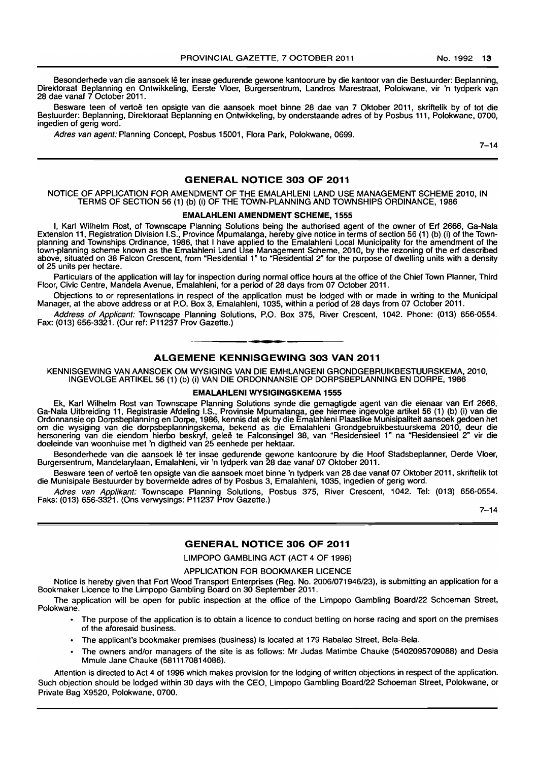Besonderhede van die aansoek lê ter insae gedurende gewone kantoorure by die kantoor van die Bestuurder: Beplanning, Direktoraat Beplanning en Ontwikkeling, Eerste Vloer, Burgersentrum, Landros Marestraat, Polokwane, vir 'n tydperk van 28 dae vanaf 7 October 2011.

Besware teen of vertoë ten opsigte van die aansoek moet binne 28 dae van 7 Oktober 2011, skriftelik by of tot die Bestuurder: Beplanning, Direktoraat Beplanning en Ontwikkeling, by onderstaande adres of by Posbus 111, Polokwane, 0700, ingedien of gerig word.

*Adres van agent:* Planning Concept, Posbus 15001, Flora Park, Polokwane, 0699.

7–14

## GENERAL NOTICE 303 OF 2011

NOTICE OF APPLICATION FOR AMENDMENT OF THE EMALAHLENI LAND USE MANAGEMENT SCHEME 2010, IN TERMS OF SECTION 56 (1) (b) (i) OF THE TOWN-PLANNING AND TOWNSHIPS ORDINANCE, 1986

**EMALAHLENI AMENDMENT SCHEME, 1555**

I, Karl Wilhelm Rost, of Townscape Planning Solutions being the authorised agent of the owner of Erf 2666, Ga-Nala Extension 11, Registration Division I.S., Province Mpumalanga, hereby give notice in terms of section 56 (1) (b) (i) of the Town-planning and Townships Ordinance, 1986, that I have applied to the Emalahleni Local Municipality for the amendment of the town-planning scheme known as the Emalahleni Land Use Management Scheme, 2010, by the rezoning of the erf described above, situated on 38 Falcon Crescent, from "Residential 1" to "Residential 2" for the purpose of dwelling units with a density of 25 units per hectare.

Particulars of the application will lay for inspection during normal office hours at the office of the Chief Town Planner, Third Floor, Civic Centre, Mandela Avenue, Emalahleni, for a period of 28 days from 07 October 2011.

Objections to or representations in respect of the application must be lodged with or made in writing to the Municipal Manager, at the above address or at P.O. Box 3, Emalahleni, 1035, within a period of 28 days from 07 October 2011.

*Address of Applicant:* Townscape Planning Solutions, P.O. Box 375, River Crescent, 1042. Phone: (013) 656-0554. Fax: (013) 656-3321. (Our ref: P11237 Prov Gazette.)

## ALGEMENE KENNISGEWING 303 VAN 2011

KENNISGEWING VAN AANSOEK OM WYSIGING VAN DIE EMHLANGENI GRONDGEBRUIKBESTUURSKEMA, 2010, INGEVOLGE ARTIKEL 56 (1) (b) (i) VAN DIE ORDONNANSIE OP DORPSBEPLANNING EN DORPE, 1986

**EMALAHLENI WYSIGINGSKEMA 1555**

Ek, Karl Wilhelm Rost van Townscape Planning Solutions synde die gemagtigde agent van die eienaar van Erf 2666, Ga-Nala Uitbreiding 11, Registrasie Afdeling I.S., Provinsie Mpumalanga, gee hiermee ingevolge artikel 56 (1) (b) (i) van die Ordonnansie op Dorpsbeplanning en Dorpe, 1986, kennis dat ek by die Emalahleni Plaaslike Munisipaliteit aansoek gedoen het om die wysiging van die dorpsbeplanningskema, bekend as die Emalahleni Grondgebruikbestuurskema 2010, deur die hersonering van die eiendom hierbo beskryf, geleë te Falconsingel 38, van "Residensieel 1" na "Residensieel 2" vir die doeleinde van woonhuise met 'n digtheid van 25 eenhede per hektaar.

Besonderhede van die aansoek lê ter insae gedurende gewone kantoorure by die Hoof Stadsbeplanner, Derde Vloer, Burgersentrum, Mandelarylaan, Emalahleni, vir 'n tydperk van 28 dae vanaf 07 Oktober 2011.

Besware teen of vertoë ten opsigte van die aansoek moet binne 'n tydperk van 28 dae vanaf 07 Oktober 2011, skriftelik tot die Munisipale Bestuurder by bovermelde adres of by Posbus 3, Emalahleni, 1035, ingedien of gerig word.

*Adres van Applikant:* Townscape Planning Solutions, Posbus 375, River Crescent, 1042. Tel: (013) 656-0554. Faks: (013) 656-3321. (Ons verwysings: P11237 Prov Gazette.)

7–14

## GENERAL NOTICE 306 OF 2011

LIMPOPO GAMBLING ACT (ACT 4 OF 1996)

APPLICATION FOR BOOKMAKER LICENCE

Notice is hereby given that Fort Wood Transport Enterprises (Reg. No. 2006/071946/23), is submitting an application for a Bookmaker Licence to the Limpopo Gambling Board on 30 September 2011.

The application will be open for public inspection at the office of the Limpopo Gambling Board/22 Schoeman Street, Polokwane.

- The purpose of the application is to obtain a licence to conduct betting on horse racing and sport on the premises of the aforesaid business.
- The applicant's bookmaker premises (business) is located at 179 Rabalao Street, Bela-Bela.
- The owners and/or managers of the site is as follows: Mr Judas Matimbe Chauke (5402095709088) and Desia Mmule Jane Chauke (5811170814086).

Attention is directed to Act 4 of 1996 which makes provision for the lodging of written objections in respect of the application. Such objection should be lodged within 30 days with the CEO, Limpopo Gambling Board/22 Schoeman Street, Polokwane, or Private Bag X9520, Polokwane, 0700.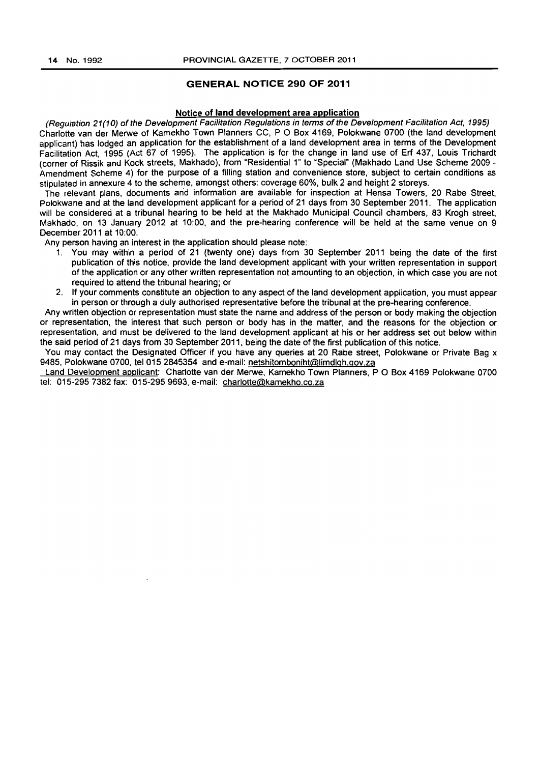## GENERAL NOTICE 290 OF 2011

### Notice of land development area application

*(Regulation 21(10) of the Development Facilitation Regulations in terms of the Development Facilitation Act, 1995)*

Charlotte van der Merwe of Kamekho Town Planners CC, P O Box 4169, Polokwane 0700 (the land development applicant) has lodged an application for the establishment of a land development area in terms of the Development Facilitation Act, 1995 (Act 67 of 1995). The application is for the change in land use of Erf 437, Louis Trichardt (corner of Rissik and Kock streets, Makhado), from "Residential 1" to "Special" (Makhado Land Use Scheme 2009 - Amendment Scheme 4) for the purpose of a filling station and convenience store, subject to certain conditions as stipulated in annexure 4 to the scheme, amongst others: coverage 60%, bulk 2 and height 2 storeys.

The relevant plans, documents and information are available for inspection at Hensa Towers, 20 Rabe Street, Polokwane and at the land development applicant for a period of 21 days from 30 September 2011. The application will be considered at a tribunal hearing to be held at the Makhado Municipal Council chambers, 83 Krogh street, Makhado, on 13 January 2012 at 10:00, and the pre-hearing conference will be held at the same venue on 9 December 2011 at 10:00.

Any person having an interest in the application should please note:

1. You may within a period of 21 (twenty one) days from 30 September 2011 being the date of the first publication of this notice, provide the land development applicant with your written representation in support of the application or any other written representation not amounting to an objection, in which case you are not required to attend the tribunal hearing; or
2. If your comments constitute an objection to any aspect of the land development application, you must appear in person or through a duly authorised representative before the tribunal at the pre-hearing conference.

Any written objection or representation must state the name and address of the person or body making the objection or representation, the interest that such person or body has in the matter, and the reasons for the objection or representation, and must be delivered to the land development applicant at his or her address set out below within the said period of 21 days from 30 September 2011, being the date of the first publication of this notice.

You may contact the Designated Officer if you have any queries at 20 Rabe street, Polokwane or Private Bag x 9485, Polokwane 0700, tel 015 2845354 and e-mail: netshitomboniht@limdlgh.gov.za

Land Development applicant: Charlotte van der Merwe, Kamekho Town Planners, P O Box 4169 Polokwane 0700 tel: 015-295 7382 fax: 015-295 9693, e-mail: charlotte@kamekho.co.za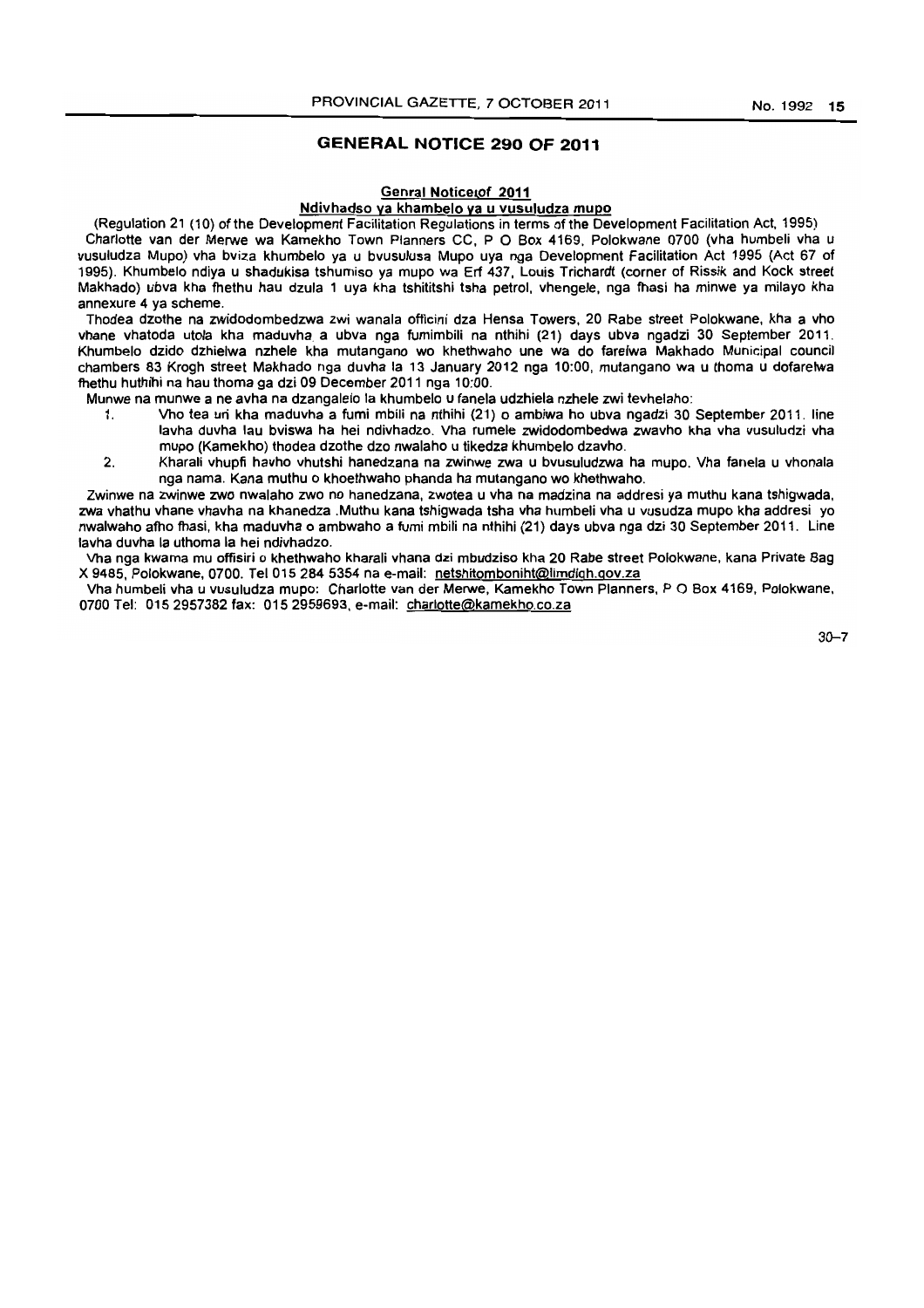## GENERAL NOTICE 290 OF 2011

**Genral Noticeof 2011**

**Ndivhadso ya khambelo ya u vusuludza mupo**

(Regulation 21 (10) of the Development Facilitation Regulations in terms of the Development Facilitation Act, 1995)

Charlotte van der Merwe wa Kamekho Town Planners CC, P O Box 4169, Polokwane 0700 (vha humbeli vha u vusuludza Mupo) vha bviza khumbelo ya u bvusulusa Mupo uya nga Development Facilitation Act 1995 (Act 67 of 1995). Khumbelo ndiya u shadukisa tshumiso ya mupo wa Erf 437, Louis Trichardt (corner of Rissik and Kock street Makhado) ubva kha fhethu hau dzula 1 uya kha tshititshi tsha petrol, vhengele, nga fhasi ha minwe ya milayo kha annexure 4 ya scheme.

Thodea dzothe na zwidodombedzwa zwi wanala officini dza Hensa Towers, 20 Rabe street Polokwane, kha a vho vhane vhatoda utola kha maduvha a ubva nga fumimbili na nthihi (21) days ubva ngadzi 30 September 2011. Khumbelo dzido dzhielwa nzhele kha mutangano wo khethwaho une wa do farelwa Makhado Municipal council chambers 83 Krogh street Makhado nga duvha la 13 January 2012 nga 10:00, mutangano wa u thoma u dofarelwa fhethu huthihi na hau thoma ga dzi 09 December 2011 nga 10:00.

Munwe na munwe a ne avha na dzangalelo la khumbelo u fanela udzhiela nzhele zwi tevhelaho:

1. Vho tea uri kha maduvha a fumi mbili na nthihi (21) o ambiwa ho ubva ngadzi 30 September 2011. line lavha duvha lau bviswa ha hei ndivhadzo. Vha rumele zwidodombedwa zwavho kha vha vusuludzi vha mupo (Kamekho) thodea dzothe dzo nwalaho u tikedza khumbelo dzavho.
2. Kharali vhupfi havho vhutshi hanedzana na zwinwe zwa u bvusuludzwa ha mupo. Vha fanela u vhonala nga nama. Kana muthu o khoethwaho phanda ha mutangano wo khethwaho.

Zwinwe na zwinwe zwo nwalaho zwo no hanedzana, zwotea u vha na madzina na addresi ya muthu kana tshigwada, zwa vhathu vhane vhavha na khanedza .Muthu kana tshigwada tsha vha humbeli vha u vusudza mupo kha addresi yo nwalwaho afho fhasi, kha maduvha o ambwaho a fumi mbili na nthihi (21) days ubva nga dzi 30 September 2011. Line lavha duvha la uthoma la hei ndivhadzo.

Vha nga kwama mu offisiri o khethwaho kharali vhana dzi mbudziso kha 20 Rabe street Polokwane, kana Private Bag X 9485, Polokwane, 0700. Tel 015 284 5354 na e-mail: netshitomboniht@limdlgh.gov.za

Vha humbeli vha u vusuludza mupo: Charlotte van der Merwe, Kamekho Town Planners, P O Box 4169, Polokwane, 0700 Tel: 015 2957382 fax: 015 2959693, e-mail: charlotte@kamekho.co.za

30–7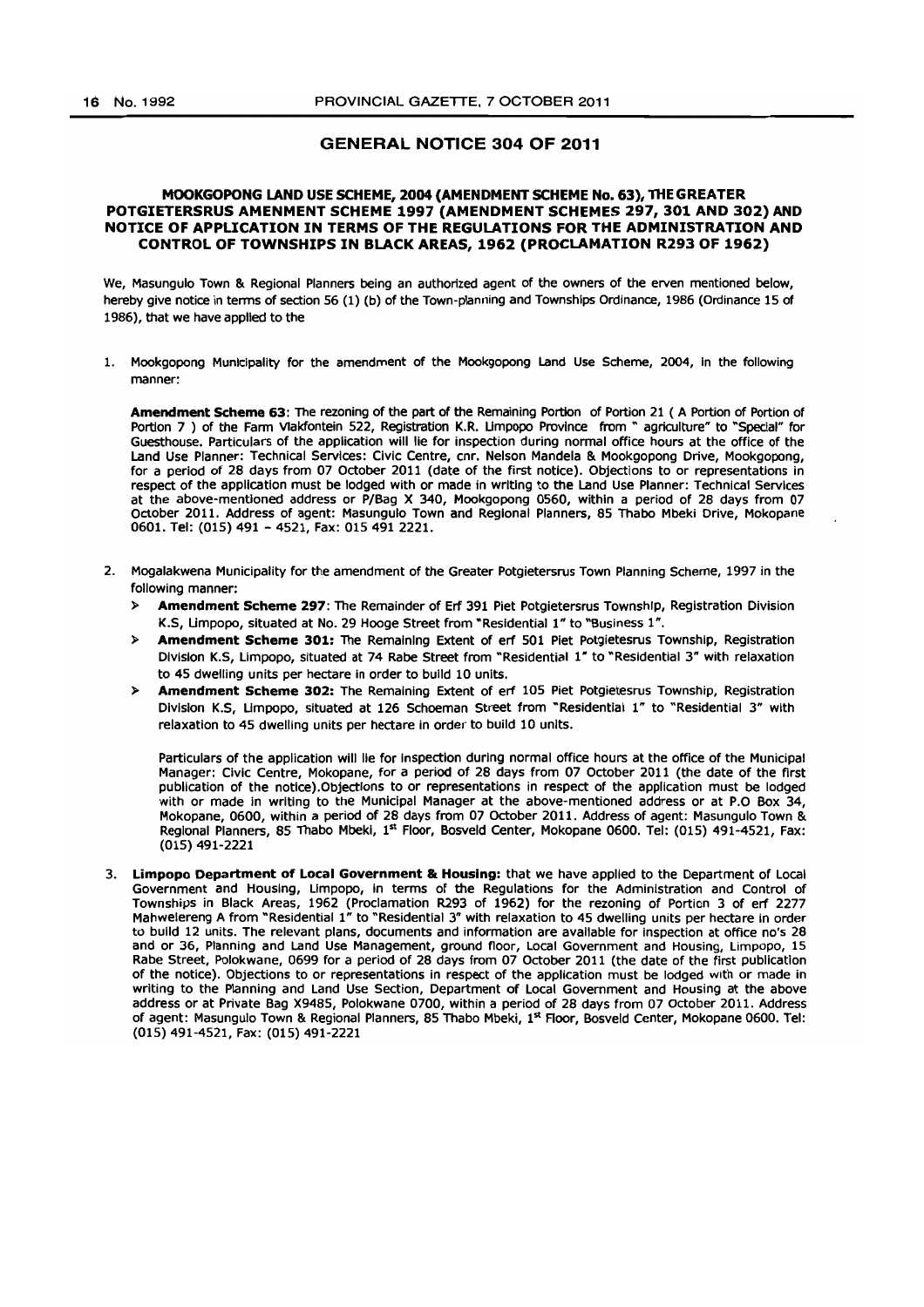## GENERAL NOTICE 304 OF 2011

### MOOKGOPONG LAND USE SCHEME, 2004 (AMENDMENT SCHEME No. 63), THE GREATER POTGIETERSRUS AMENMENT SCHEME 1997 (AMENDMENT SCHEMES 297, 301 AND 302) AND NOTICE OF APPLICATION IN TERMS OF THE REGULATIONS FOR THE ADMINISTRATION AND CONTROL OF TOWNSHIPS IN BLACK AREAS, 1962 (PROCLAMATION R293 OF 1962)

We, Masungulo Town & Regional Planners being an authorized agent of the owners of the erven mentioned below, hereby give notice in terms of section 56 (1) (b) of the Town-planning and Townships Ordinance, 1986 (Ordinance 15 of 1986), that we have applied to the

1. Mookgopong Municipality for the amendment of the Mookgopong Land Use Scheme, 2004, in the following manner:

   **Amendment Scheme 63**: The rezoning of the part of the Remaining Portion of Portion 21 ( A Portion of Portion of Portion 7 ) of the Farm Vlakfontein 522, Registration K.R. Limpopo Province from " agriculture" to "Special" for Guesthouse. Particulars of the application will lie for inspection during normal office hours at the office of the Land Use Planner: Technical Services: Civic Centre, cnr. Nelson Mandela & Mookgopong Drive, Mookgopong, for a period of 28 days from 07 October 2011 (date of the first notice). Objections to or representations in respect of the application must be lodged with or made in writing to the Land Use Planner: Technical Services at the above-mentioned address or P/Bag X 340, Mookgopong 0560, within a period of 28 days from 07 October 2011. Address of agent: Masungulo Town and Regional Planners, 85 Thabo Mbeki Drive, Mokopane 0601. Tel: (015) 491 - 4521, Fax: 015 491 2221.

2. Mogalakwena Municipality for the amendment of the Greater Potgietersrus Town Planning Scheme, 1997 in the following manner:
   - **Amendment Scheme 297**: The Remainder of Erf 391 Piet Potgietersrus Township, Registration Division K.S, Limpopo, situated at No. 29 Hooge Street from "Residential 1" to "Business 1".
   - **Amendment Scheme 301:** The Remaining Extent of erf 501 Piet Potgietesrus Township, Registration Division K.S, Limpopo, situated at 74 Rabe Street from "Residential 1" to "Residential 3" with relaxation to 45 dwelling units per hectare in order to build 10 units.
   - **Amendment Scheme 302:** The Remaining Extent of erf 105 Piet Potgietesrus Township, Registration Division K.S, Limpopo, situated at 126 Schoeman Street from "Residential 1" to "Residential 3" with relaxation to 45 dwelling units per hectare in order to build 10 units.

   Particulars of the application will lie for inspection during normal office hours at the office of the Municipal Manager: Civic Centre, Mokopane, for a period of 28 days from 07 October 2011 (the date of the first publication of the notice).Objections to or representations in respect of the application must be lodged with or made in writing to the Municipal Manager at the above-mentioned address or at P.O Box 34, Mokopane, 0600, within a period of 28 days from 07 October 2011. Address of agent: Masungulo Town & Regional Planners, 85 Thabo Mbeki, 1st Floor, Bosveld Center, Mokopane 0600. Tel: (015) 491-4521, Fax: (015) 491-2221

3. **Limpopo Department of Local Government & Housing:** that we have applied to the Department of Local Government and Housing, Limpopo, in terms of the Regulations for the Administration and Control of Townships in Black Areas, 1962 (Proclamation R293 of 1962) for the rezoning of Portion 3 of erf 2277 Mahwelereng A from "Residential 1" to "Residential 3" with relaxation to 45 dwelling units per hectare in order to build 12 units. The relevant plans, documents and information are available for inspection at office no's 28 and or 36, Planning and Land Use Management, ground floor, Local Government and Housing, Limpopo, 15 Rabe Street, Polokwane, 0699 for a period of 28 days from 07 October 2011 (the date of the first publication of the notice). Objections to or representations in respect of the application must be lodged with or made in writing to the Planning and Land Use Section, Department of Local Government and Housing at the above address or at Private Bag X9485, Polokwane 0700, within a period of 28 days from 07 October 2011. Address of agent: Masungulo Town & Regional Planners, 85 Thabo Mbeki, 1st Floor, Bosveld Center, Mokopane 0600. Tel: (015) 491-4521, Fax: (015) 491-2221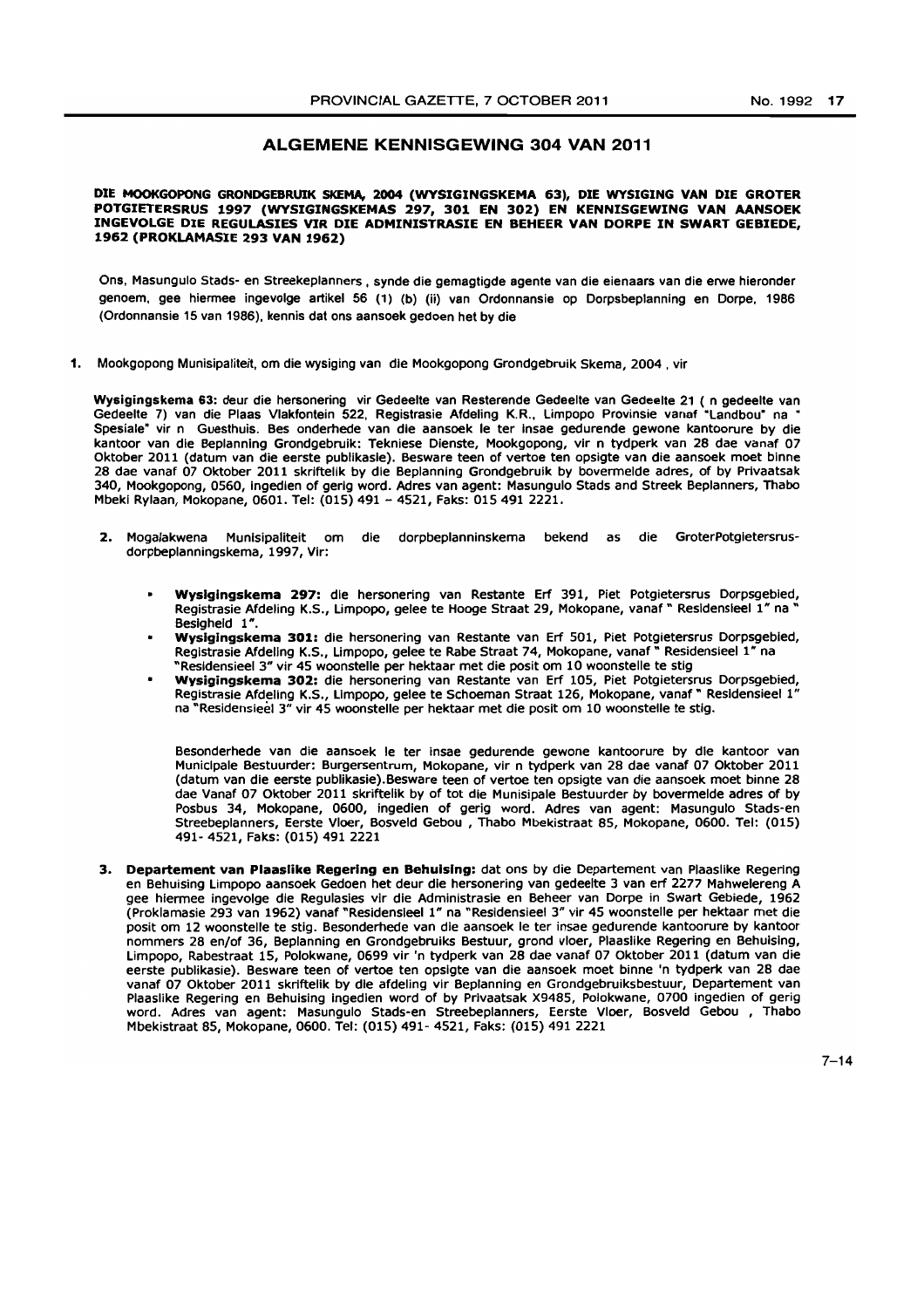## ALGEMENE KENNISGEWING 304 VAN 2011

**DIE MOOKGOPONG GRONDGEBRUIK SKEMA, 2004 (WYSIGINGSKEMA 63), DIE WYSIGING VAN DIE GROTER POTGIETERSRUS 1997 (WYSIGINGSKEMAS 297, 301 EN 302) EN KENNISGEWING VAN AANSOEK INGEVOLGE DIE REGULASIES VIR DIE ADMINISTRASIE EN BEHEER VAN DORPE IN SWART GEBIEDE, 1962 (PROKLAMASIE 293 VAN 1962)**

Ons, Masungulo Stads- en Streekeplanners , synde die gemagtigde agente van die eienaars van die erwe hieronder genoem, gee hiermee ingevolge artikel 56 (1) (b) (ii) van Ordonnansie op Dorpsbeplanning en Dorpe, 1986 (Ordonnansie 15 van 1986), kennis dat ons aansoek gedoen het by die

1. Mookgopong Munisipaliteit, om die wysiging van die Mookgopong Grondgebruik Skema, 2004 , vir

**Wysigingskema 63:** deur die hersonering vir Gedeelte van Resterende Gedeelte van Gedeelte 21 ( n gedeelte van Gedeelte 7) van die Plaas Vlakfontein 522, Registrasie Afdeling K.R., Limpopo Provinsie vanaf "Landbou" na " Spesiale" vir n Guesthuis. Bes onderhede van die aansoek le ter insae gedurende gewone kantoorure by die kantoor van die Beplanning Grondgebruik: Tekniese Dienste, Mookgopong, vir n tydperk van 28 dae vanaf 07 Oktober 2011 (datum van die eerste publikasie). Besware teen of vertoe ten opsigte van die aansoek moet binne 28 dae vanaf 07 Oktober 2011 skriftelik by die Beplanning Grondgebruik by bovermelde adres, of by Privaatsak 340, Mookgopong, 0560, ingedien of gerig word. Adres van agent: Masungulo Stads and Streek Beplanners, Thabo Mbeki Rylaan, Mokopane, 0601. Tel: (015) 491 – 4521, Faks: 015 491 2221.

2. Mogalakwena Munisipaliteit om die dorpbeplanninskema bekend as die GroterPotgietersrus-dorpbeplanningskema, 1997, Vir:

   - **Wysigingskema 297:** die hersonering van Restante Erf 391, Piet Potgietersrus Dorpsgebied, Registrasie Afdeling K.S., Limpopo, gelee te Hooge Straat 29, Mokopane, vanaf " Residensieel 1" na " Besigheid 1".
   - **Wysigingskema 301:** die hersonering van Restante van Erf 501, Piet Potgietersrus Dorpsgebied, Registrasie Afdeling K.S., Limpopo, gelee te Rabe Straat 74, Mokopane, vanaf " Residensieel 1" na "Residensieel 3" vir 45 woonstelle per hektaar met die posit om 10 woonstelle te stig
   - **Wysigingskema 302:** die hersonering van Restante van Erf 105, Piet Potgietersrus Dorpsgebied, Registrasie Afdeling K.S., Limpopo, gelee te Schoeman Straat 126, Mokopane, vanaf " Residensieel 1" na "Residensieel 3" vir 45 woonstelle per hektaar met die posit om 10 woonstelle te stig.

   Besonderhede van die aansoek le ter insae gedurende gewone kantoorure by die kantoor van Municipale Bestuurder: Burgersentrum, Mokopane, vir n tydperk van 28 dae vanaf 07 Oktober 2011 (datum van die eerste publikasie).Besware teen of vertoe ten opsigte van die aansoek moet binne 28 dae Vanaf 07 Oktober 2011 skriftelik by of tot die Munisipale Bestuurder by bovermelde adres of by Posbus 34, Mokopane, 0600, ingedien of gerig word. Adres van agent: Masungulo Stads-en Streebeplanners, Eerste Vloer, Bosveld Gebou , Thabo Mbekistraat 85, Mokopane, 0600. Tel: (015) 491- 4521, Faks: (015) 491 2221

3. **Departement van Plaaslike Regering en Behuising:** dat ons by die Departement van Plaaslike Regering en Behuising Limpopo aansoek Gedoen het deur die hersonering van gedeelte 3 van erf 2277 Mahwelereng A gee hiermee ingevolge die Regulasies vir die Administrasie en Beheer van Dorpe in Swart Gebiede, 1962 (Proklamasie 293 van 1962) vanaf "Residensieel 1" na "Residensieel 3" vir 45 woonstelle per hektaar met die posit om 12 woonstelle te stig. Besonderhede van die aansoek le ter insae gedurende kantoorure by kantoor nommers 28 en/of 36, Beplanning en Grondgebruiks Bestuur, grond vloer, Plaaslike Regering en Behuising, Limpopo, Rabestraat 15, Polokwane, 0699 vir 'n tydperk van 28 dae vanaf 07 Oktober 2011 (datum van die eerste publikasie). Besware teen of vertoe ten opsigte van die aansoek moet binne 'n tydperk van 28 dae vanaf 07 Oktober 2011 skriftelik by die afdeling vir Beplanning en Grondgebruiksbestuur, Departement van Plaaslike Regering en Behuising ingedien word of by Privaatsak X9485, Polokwane, 0700 ingedien of gerig word. Adres van agent: Masungulo Stads-en Streebeplanners, Eerste Vloer, Bosveld Gebou , Thabo Mbekistraat 85, Mokopane, 0600. Tel: (015) 491- 4521, Faks: (015) 491 2221

7–14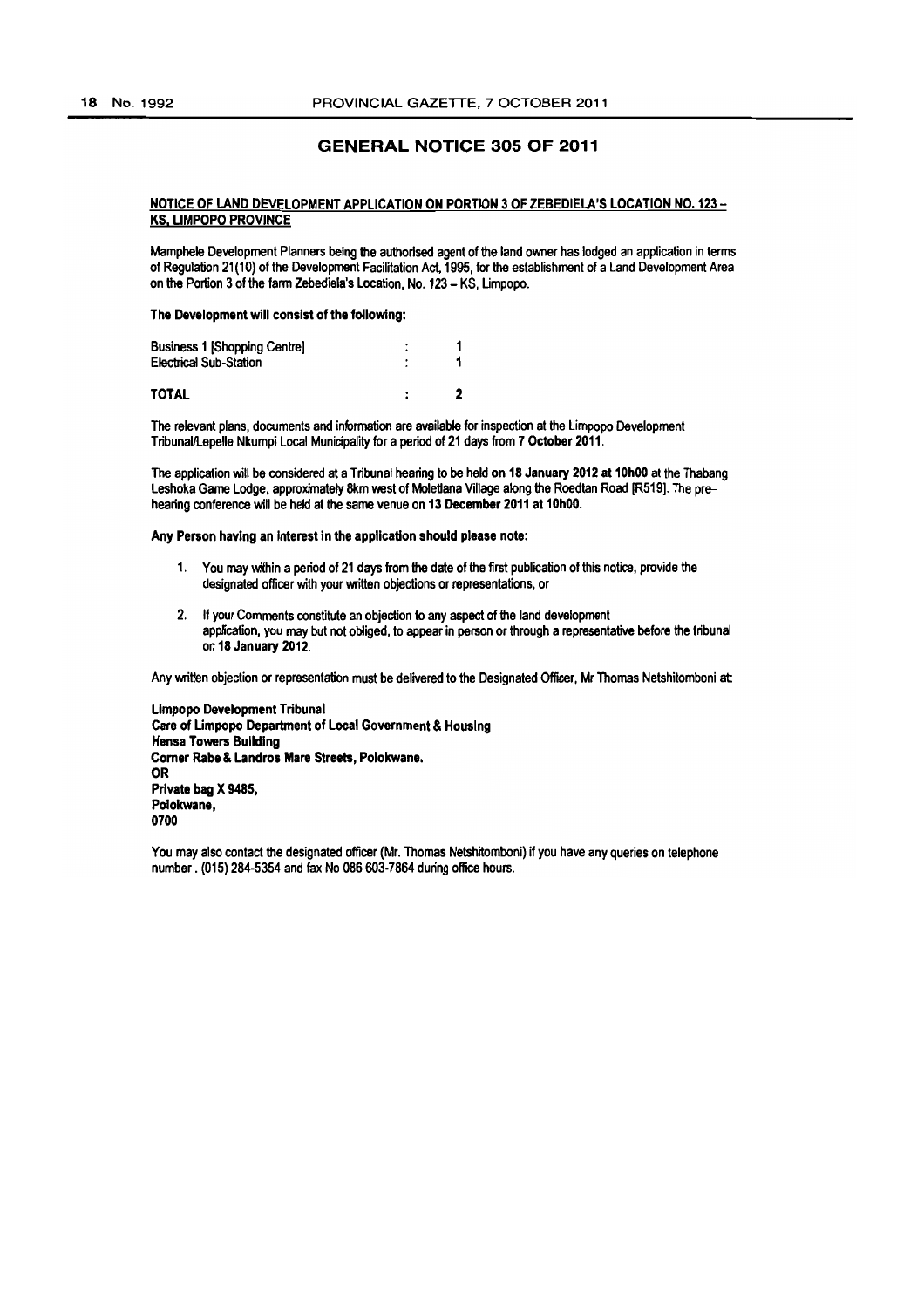## GENERAL NOTICE 305 OF 2011

**NOTICE OF LAND DEVELOPMENT APPLICATION ON PORTION 3 OF ZEBEDIELA'S LOCATION NO. 123 – KS, LIMPOPO PROVINCE**

Mamphele Development Planners being the authorised agent of the land owner has lodged an application in terms of Regulation 21(10) of the Development Facilitation Act, 1995, for the establishment of a Land Development Area on the Portion 3 of the farm Zebediela's Location, No. 123 – KS, Limpopo.

**The Development will consist of the following:**

| | | |
|---|---|---|
| Business 1 [Shopping Centre] | : | 1 |
| Electrical Sub-Station | : | 1 |
| **TOTAL** | : | **2** |

The relevant plans, documents and information are available for inspection at the Limpopo Development Tribunal/Lepelle Nkumpi Local Municipality for a period of 21 days from **7 October 2011**.

The application will be considered at a Tribunal hearing to be held **on 18 January 2012 at 10h00** at the Thabang Leshoka Game Lodge, approximately 8km west of Moletlana Village along the Roedtan Road [R519]. The pre-hearing conference will be held at the same venue on **13 December 2011 at 10h00.**

**Any Person having an interest in the application should please note:**

1. You may within a period of 21 days from the date of the first publication of this notice, provide the designated officer with your written objections or representations, or
2. If your Comments constitute an objection to any aspect of the land development application, you may but not obliged, to appear in person or through a representative before the tribunal on **18 January 2012.**

Any written objection or representation must be delivered to the Designated Officer, Mr Thomas Netshitomboni at:

**Limpopo Development Tribunal**
**Care of Limpopo Department of Local Government & Housing**
**Hensa Towers Building**
**Corner Rabe & Landros Mare Streets, Polokwane.**
**OR**
**Private bag X 9485,**
**Polokwane,**
**0700**

You may also contact the designated officer (Mr. Thomas Netshitomboni) if you have any queries on telephone number . (015) 284-5354 and fax No 086 603-7864 during office hours.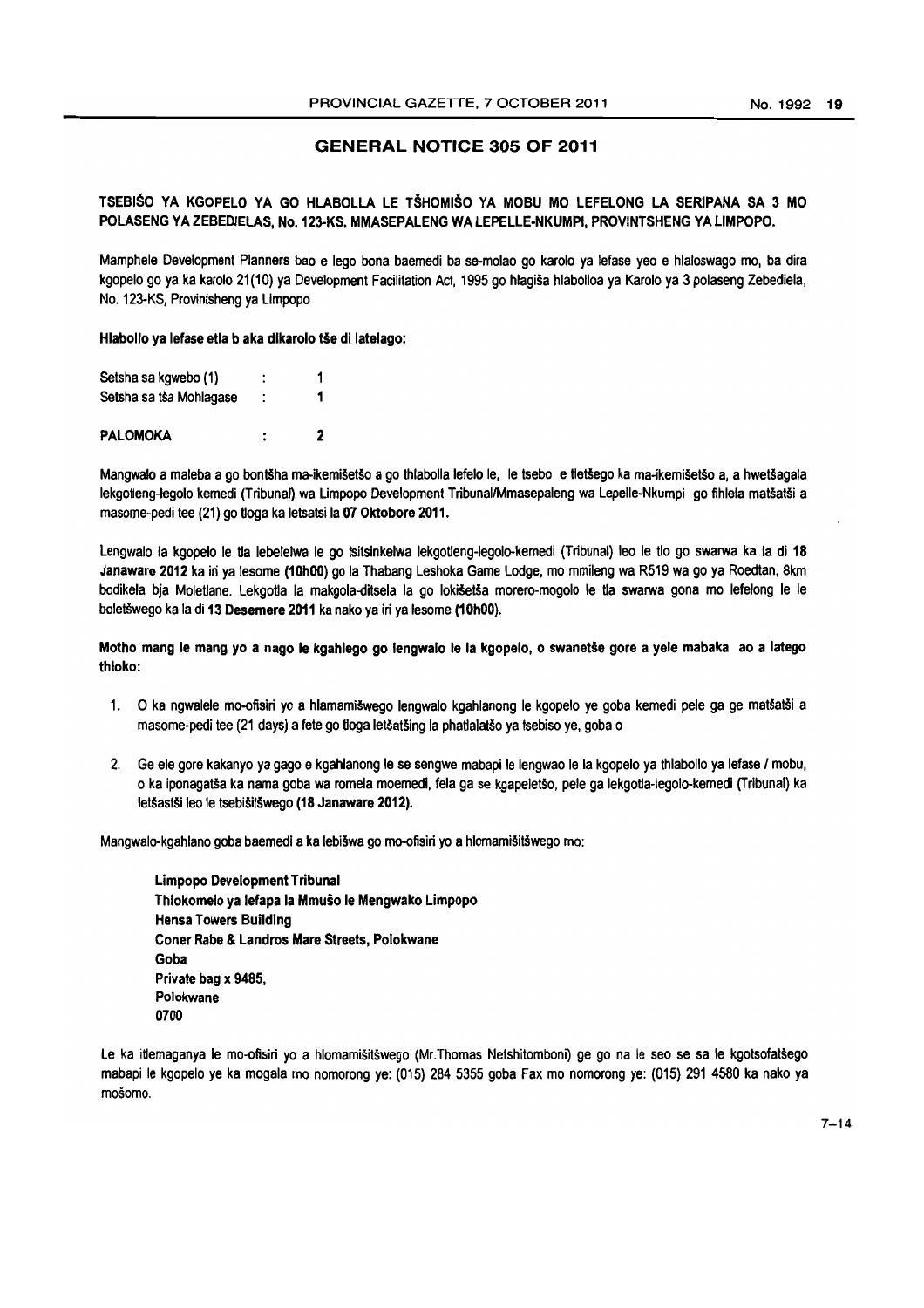## GENERAL NOTICE 305 OF 2011

**TSEBIŠO YA KGOPELO YA GO HLABOLLA LE TŠHOMIŠO YA MOBU MO LEFELONG LA SERIPANA SA 3 MO POLASENG YA ZEBEDIELAS, No. 123-KS. MMASEPALENG WA LEPELLE-NKUMPI, PROVINTSHENG YA LIMPOPO.**

Mamphele Development Planners bao e lego bona baemedi ba se-molao go karolo ya lefase yeo e hlaloswago mo, ba dira kgopelo go ya ka karolo 21(10) ya Development Facilitation Act, 1995 go hlagiša hlabolloa ya Karolo ya 3 polaseng Zebediela, No. 123-KS, Provintsheng ya Limpopo

**Hlabollo ya lefase etla b aka dikarolo tše di latelago:**

| | | |
|---|---|---|
| Setsha sa kgwebo (1) | : | 1 |
| Setsha sa tša Mohlagase | : | 1 |
| **PALOMOKA** | : | **2** |

Mangwalo a maleba a go bontšha ma-ikemišetšo a go thlabolla lefelo le, le tsebo e tletšego ka ma-ikemišetšo a, a hwetšagala lekgotleng-legolo kemedi (Tribunal) wa Limpopo Development Tribunal/Mmasepaleng wa Lepelle-Nkumpi go fihlela matšatši a masome-pedi tee (21) go tloga ka letsatsi la **07 Oktobore 2011.**

Lengwalo la kgopelo le tla lebelelwa le go tsitsinkelwa lekgotleng-legolo-kemedi (Tribunal) leo le tlo go swarwa ka la di **18 Janaware 2012** ka iri ya lesome **(10h00)** go la Thabang Leshoka Game Lodge, mo mmileng wa R519 wa go ya Roedtan, 8km bodikela bja Moletlane. Lekgotla la makgola-ditsela la go lokišetša morero-mogolo le tla swarwa gona mo lefelong le le boletšwego ka la di **13 Desemere 2011** ka nako ya iri ya lesome **(10h00).**

**Motho mang le mang yo a nago le kgahlego go lengwalo le la kgopelo, o swanetše gore a yele mabaka ao a latego thloko:**

1. O ka ngwalele mo-ofisiri yo a hlamamišwego lengwalo kgahlanong le kgopelo ye goba kemedi pele ga ge matšatši a masome-pedi tee (21 days) a fete go tloga letšatšing la phatlalatšo ya tsebiso ye, goba o
2. Ge ele gore kakanyo ya gago e kgahlanong le se sengwe mabapi le lengwao le la kgopelo ya thlabollo ya lefase / mobu, o ka iponagatša ka nama goba wa romela moemedi, fela ga se kgapeletšo, pele ga lekgotla-legolo-kemedi (Tribunal) ka letšastši leo le tsebišitšwego **(18 Janaware 2012).**

Mangwalo-kgahlano goba baemedi a ka lebišwa go mo-ofisiri yo a hlomamišitšwego mo:

**Limpopo Development Tribunal**
**Thlokomelo ya lefapa la Mmušo le Mengwako Limpopo**
**Hensa Towers Building**
**Coner Rabe & Landros Mare Streets, Polokwane**
**Goba**
**Private bag x 9485,**
**Polokwane**
**0700**

Le ka itlemaganya le mo-ofisiri yo a hlomamišitšwego (Mr.Thomas Netshitomboni) ge go na le seo se sa le kgotsofatšego mabapi le kgopelo ye ka mogala mo nomorong ye: (015) 284 5355 goba Fax mo nomorong ye: (015) 291 4580 ka nako ya mošomo.

7–14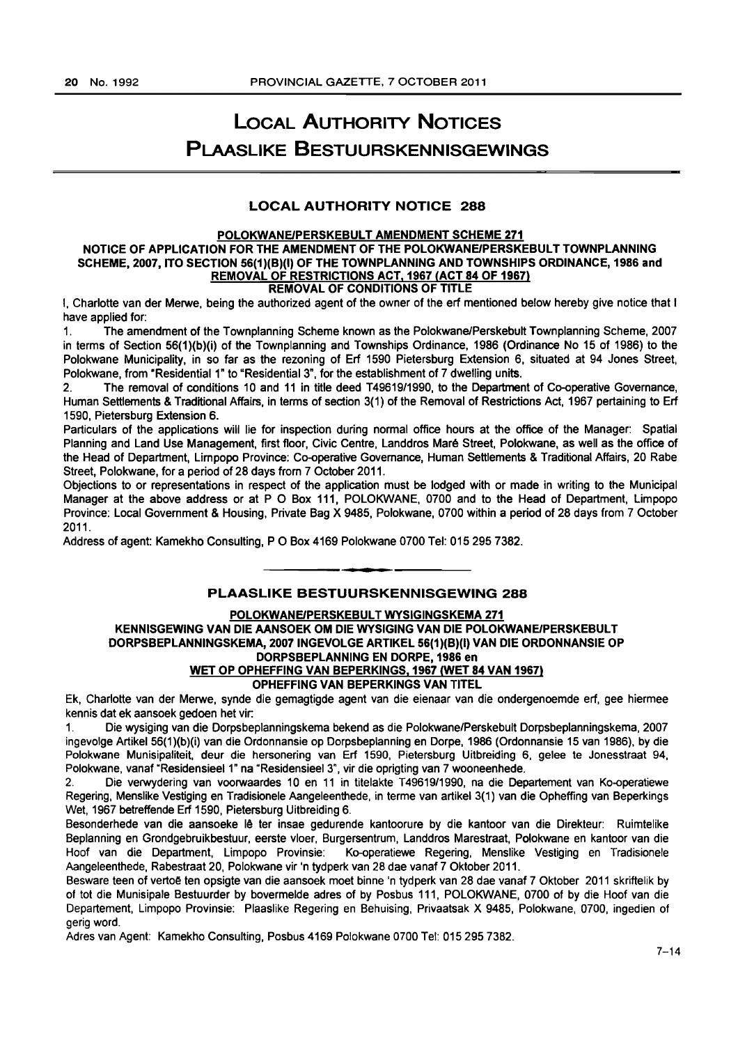# LOCAL AUTHORITY NOTICES

# PLAASLIKE BESTUURSKENNISGEWINGS

## LOCAL AUTHORITY NOTICE 288

**POLOKWANE/PERSKEBULT AMENDMENT SCHEME 271**

**NOTICE OF APPLICATION FOR THE AMENDMENT OF THE POLOKWANE/PERSKEBULT TOWNPLANNING SCHEME, 2007, ITO SECTION 56(1)(B)(I) OF THE TOWNPLANNING AND TOWNSHIPS ORDINANCE, 1986 and REMOVAL OF RESTRICTIONS ACT, 1967 (ACT 84 OF 1967)**

**REMOVAL OF CONDITIONS OF TITLE**

I, Charlotte van der Merwe, being the authorized agent of the owner of the erf mentioned below hereby give notice that I have applied for:

1. The amendment of the Townplanning Scheme known as the Polokwane/Perskebult Townplanning Scheme, 2007 in terms of Section 56(1)(b)(i) of the Townplanning and Townships Ordinance, 1986 (Ordinance No 15 of 1986) to the Polokwane Municipality, in so far as the rezoning of Erf 1590 Pietersburg Extension 6, situated at 94 Jones Street, Polokwane, from "Residential 1" to "Residential 3", for the establishment of 7 dwelling units.
2. The removal of conditions 10 and 11 in title deed T49619/1990, to the Department of Co-operative Governance, Human Settlements & Traditional Affairs, in terms of section 3(1) of the Removal of Restrictions Act, 1967 pertaining to Erf 1590, Pietersburg Extension 6.

Particulars of the applications will lie for inspection during normal office hours at the office of the Manager: Spatial Planning and Land Use Management, first floor, Civic Centre, Landdros Maré Street, Polokwane, as well as the office of the Head of Department, Limpopo Province: Co-operative Governance, Human Settlements & Traditional Affairs, 20 Rabe Street, Polokwane, for a period of 28 days from 7 October 2011.

Objections to or representations in respect of the application must be lodged with or made in writing to the Municipal Manager at the above address or at P O Box 111, POLOKWANE, 0700 and to the Head of Department, Limpopo Province: Local Government & Housing, Private Bag X 9485, Polokwane, 0700 within a period of 28 days from 7 October 2011.

Address of agent: Kamekho Consulting, P O Box 4169 Polokwane 0700 Tel: 015 295 7382.

## PLAASLIKE BESTUURSKENNISGEWING 288

**POLOKWANE/PERSKEBULT WYSIGINGSKEMA 271**

**KENNISGEWING VAN DIE AANSOEK OM DIE WYSIGING VAN DIE POLOKWANE/PERSKEBULT DORPSBEPLANNINGSKEMA, 2007 INGEVOLGE ARTIKEL 56(1)(B)(I) VAN DIE ORDONNANSIE OP DORPSBEPLANNING EN DORPE, 1986 en WET OP OPHEFFING VAN BEPERKINGS, 1967 (WET 84 VAN 1967)**

**OPHEFFING VAN BEPERKINGS VAN TITEL**

Ek, Charlotte van der Merwe, synde die gemagtigde agent van die eienaar van die ondergenoemde erf, gee hiermee kennis dat ek aansoek gedoen het vir:

1. Die wysiging van die Dorpsbeplanningskema bekend as die Polokwane/Perskebult Dorpsbeplanningskema, 2007 ingevolge Artikel 56(1)(b)(i) van die Ordonnansie op Dorpsbeplanning en Dorpe, 1986 (Ordonnansie 15 van 1986), by die Polokwane Munisipaliteit, deur die hersonering van Erf 1590, Pietersburg Uitbreiding 6, gelee te Jonesstraat 94, Polokwane, vanaf "Residensieel 1" na "Residensieel 3", vir die oprigting van 7 wooneenhede.
2. Die verwydering van voorwaardes 10 en 11 in titelakte T49619/1990, na die Departement van Ko-operatiewe Regering, Menslike Vestiging en Tradisionele Aangeleenthede, in terme van artikel 3(1) van die Opheffing van Beperkings Wet, 1967 betreffende Erf 1590, Pietersburg Uitbreiding 6.

Besonderhede van die aansoeke lê ter insae gedurende kantoorure by die kantoor van die Direkteur: Ruimtelike Beplanning en Grondgebruikbestuur, eerste vloer, Burgersentrum, Landdros Marestraat, Polokwane en kantoor van die Hoof van die Department, Limpopo Provinsie: Ko-operatiewe Regering, Menslike Vestiging en Tradisionele Aangeleenthede, Rabestraat 20, Polokwane vir 'n tydperk van 28 dae vanaf 7 Oktober 2011.

Besware teen of vertoë ten opsigte van die aansoek moet binne 'n tydperk van 28 dae vanaf 7 Oktober 2011 skriftelik by of tot die Munisipale Bestuurder by bovermelde adres of by Posbus 111, POLOKWANE, 0700 of by die Hoof van die Departement, Limpopo Provinsie: Plaaslike Regering en Behuising, Privaatsak X 9485, Polokwane, 0700, ingedien of gerig word.

Adres van Agent: Kamekho Consulting, Posbus 4169 Polokwane 0700 Tel: 015 295 7382.

7–14